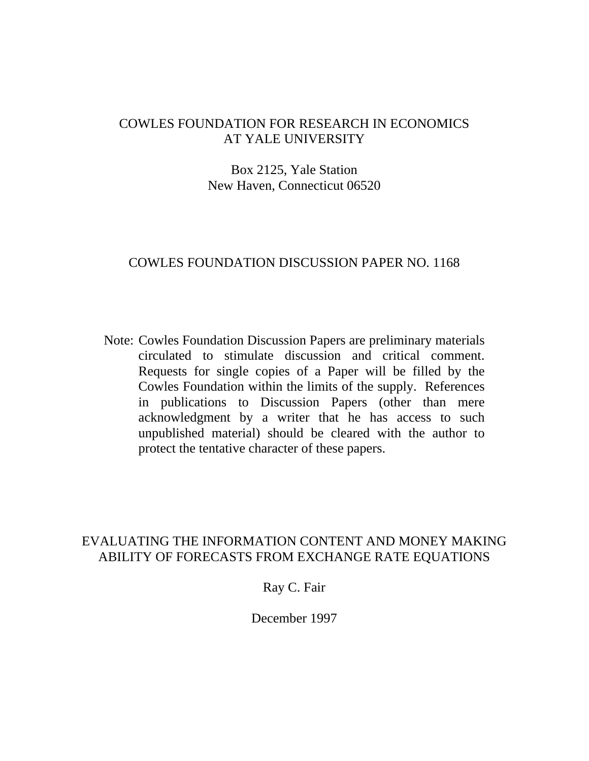COWLES FOUNDATION FOR RESEARCH IN ECONOMICS
AT YALE UNIVERSITY

Box 2125, Yale Station
New Haven, Connecticut 06520

COWLES FOUNDATION DISCUSSION PAPER NO. 1168

Note: Cowles Foundation Discussion Papers are preliminary materials circulated to stimulate discussion and critical comment. Requests for single copies of a Paper will be filled by the Cowles Foundation within the limits of the supply. References in publications to Discussion Papers (other than mere acknowledgment by a writer that he has access to such unpublished material) should be cleared with the author to protect the tentative character of these papers.

# EVALUATING THE INFORMATION CONTENT AND MONEY MAKING ABILITY OF FORECASTS FROM EXCHANGE RATE EQUATIONS

Ray C. Fair

December 1997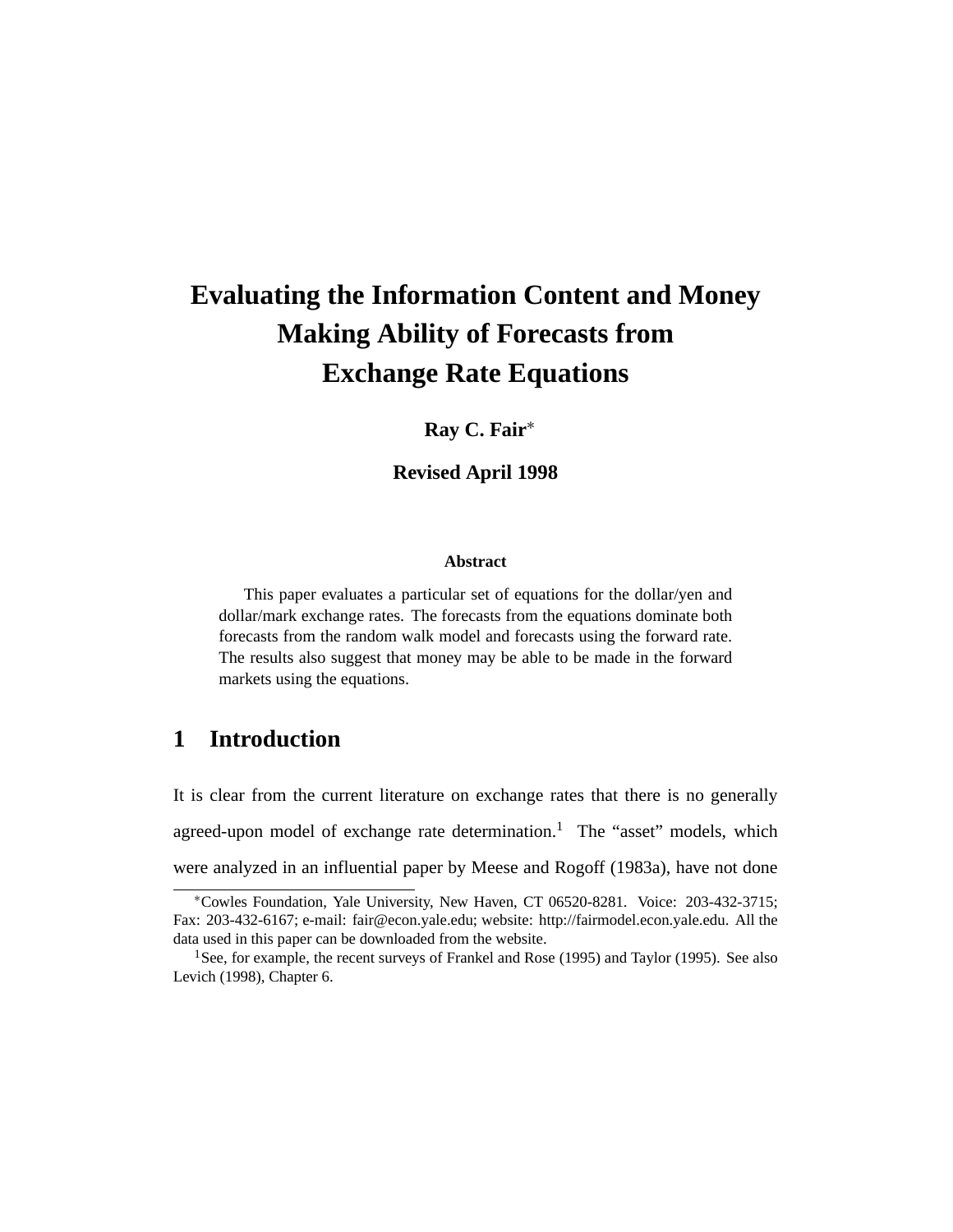# Evaluating the Information Content and Money Making Ability of Forecasts from Exchange Rate Equations

**Ray C. Fair**[*]

**Revised April 1998**

### Abstract

This paper evaluates a particular set of equations for the dollar/yen and dollar/mark exchange rates. The forecasts from the equations dominate both forecasts from the random walk model and forecasts using the forward rate. The results also suggest that money may be able to be made in the forward markets using the equations.

## 1 Introduction

It is clear from the current literature on exchange rates that there is no generally agreed-upon model of exchange rate determination.[1] The "asset" models, which were analyzed in an influential paper by Meese and Rogoff (1983a), have not done

---

[*] Cowles Foundation, Yale University, New Haven, CT 06520-8281. Voice: 203-432-3715; Fax: 203-432-6167; e-mail: fair@econ.yale.edu; website: http://fairmodel.econ.yale.edu. All the data used in this paper can be downloaded from the website.

[1] See, for example, the recent surveys of Frankel and Rose (1995) and Taylor (1995). See also Levich (1998), Chapter 6.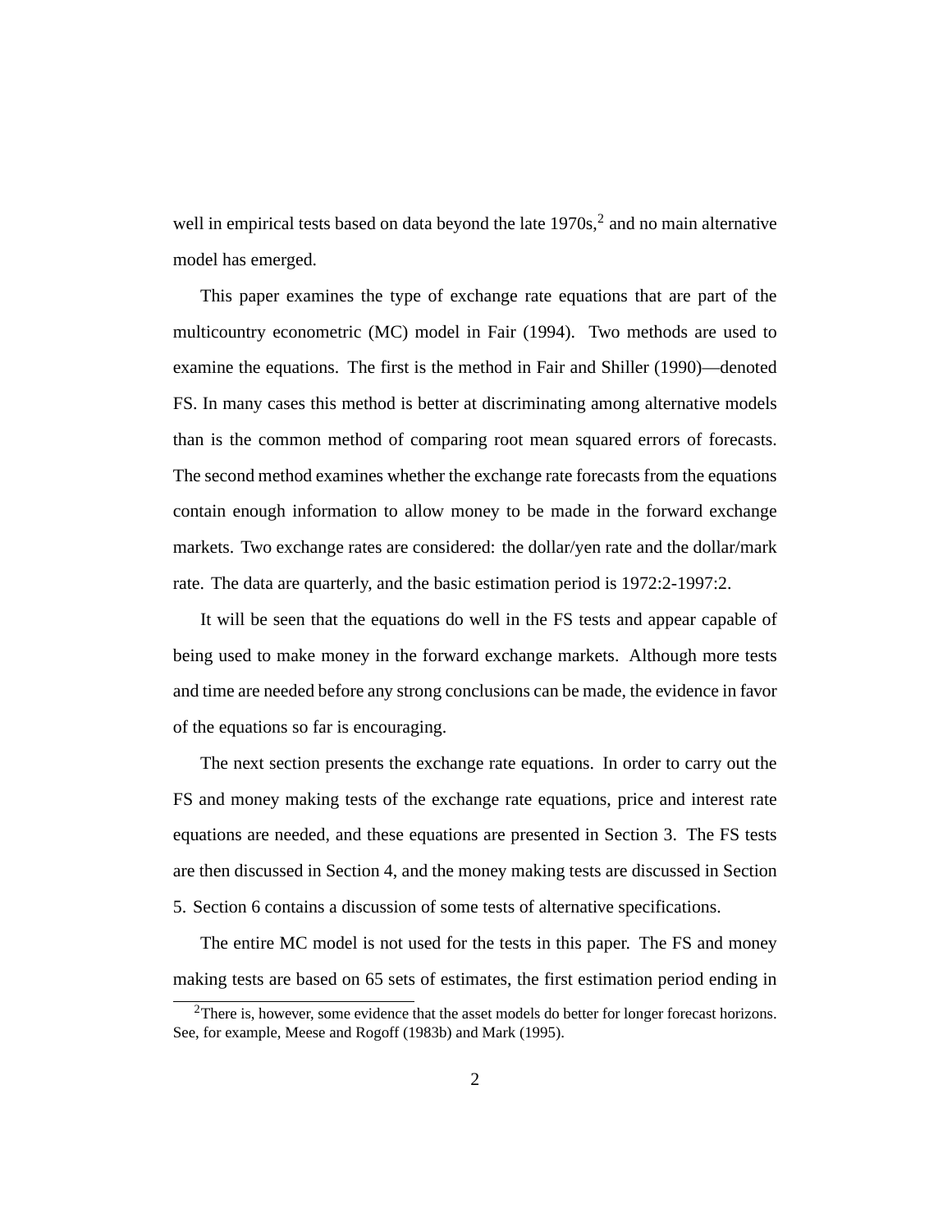well in empirical tests based on data beyond the late 1970s,[2] and no main alternative model has emerged.

This paper examines the type of exchange rate equations that are part of the multicountry econometric (MC) model in Fair (1994). Two methods are used to examine the equations. The first is the method in Fair and Shiller (1990)—denoted FS. In many cases this method is better at discriminating among alternative models than is the common method of comparing root mean squared errors of forecasts. The second method examines whether the exchange rate forecasts from the equations contain enough information to allow money to be made in the forward exchange markets. Two exchange rates are considered: the dollar/yen rate and the dollar/mark rate. The data are quarterly, and the basic estimation period is 1972:2-1997:2.

It will be seen that the equations do well in the FS tests and appear capable of being used to make money in the forward exchange markets. Although more tests and time are needed before any strong conclusions can be made, the evidence in favor of the equations so far is encouraging.

The next section presents the exchange rate equations. In order to carry out the FS and money making tests of the exchange rate equations, price and interest rate equations are needed, and these equations are presented in Section 3. The FS tests are then discussed in Section 4, and the money making tests are discussed in Section 5. Section 6 contains a discussion of some tests of alternative specifications.

The entire MC model is not used for the tests in this paper. The FS and money making tests are based on 65 sets of estimates, the first estimation period ending in

[2]There is, however, some evidence that the asset models do better for longer forecast horizons. See, for example, Meese and Rogoff (1983b) and Mark (1995).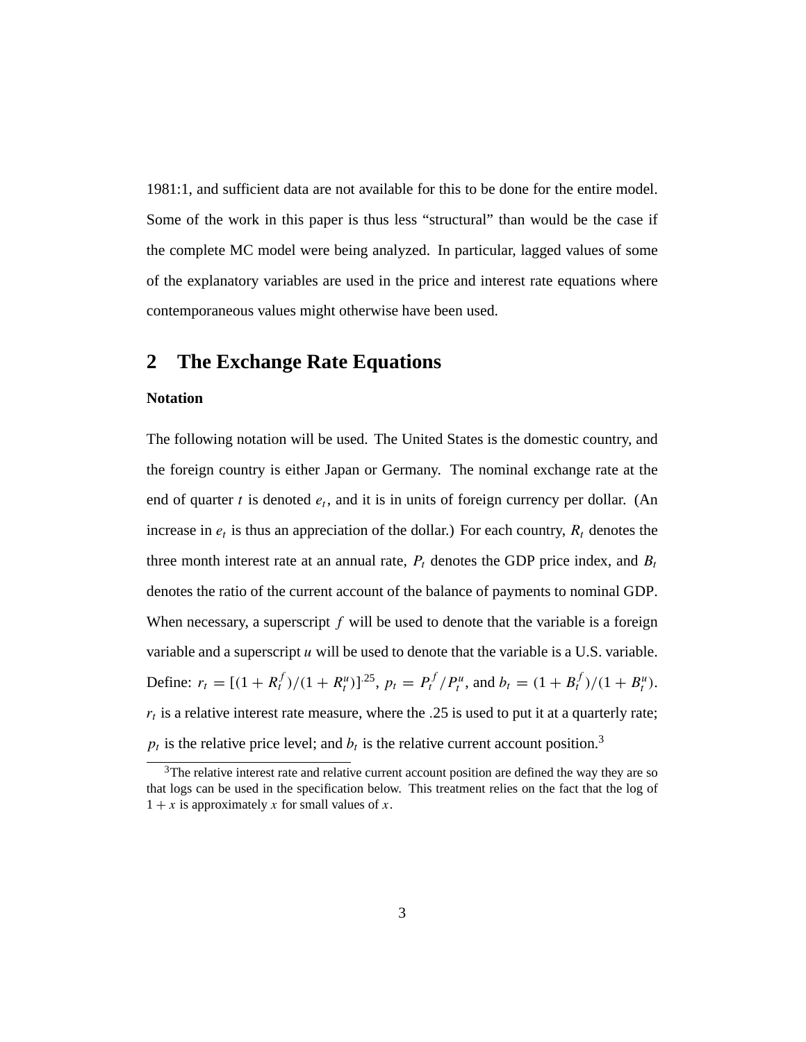1981:1, and sufficient data are not available for this to be done for the entire model. Some of the work in this paper is thus less "structural" than would be the case if the complete MC model were being analyzed. In particular, lagged values of some of the explanatory variables are used in the price and interest rate equations where contemporaneous values might otherwise have been used.

## 2 The Exchange Rate Equations

### Notation

The following notation will be used. The United States is the domestic country, and the foreign country is either Japan or Germany. The nominal exchange rate at the end of quarter $t$ is denoted $e_t$, and it is in units of foreign currency per dollar. (An increase in $e_t$ is thus an appreciation of the dollar.) For each country, $R_t$ denotes the three month interest rate at an annual rate, $P_t$ denotes the GDP price index, and $B_t$ denotes the ratio of the current account of the balance of payments to nominal GDP. When necessary, a superscript $f$ will be used to denote that the variable is a foreign variable and a superscript $u$ will be used to denote that the variable is a U.S. variable. Define: $r_t = [(1 + R_t^f)/(1 + R_t^u)]^{.25}$, $p_t = P_t^f/P_t^u$, and $b_t = (1 + B_t^f)/(1 + B_t^u)$. $r_t$ is a relative interest rate measure, where the .25 is used to put it at a quarterly rate; $p_t$ is the relative price level; and $b_t$ is the relative current account position.[3]

[3] The relative interest rate and relative current account position are defined the way they are so that logs can be used in the specification below. This treatment relies on the fact that the log of $1 + x$ is approximately $x$ for small values of $x$.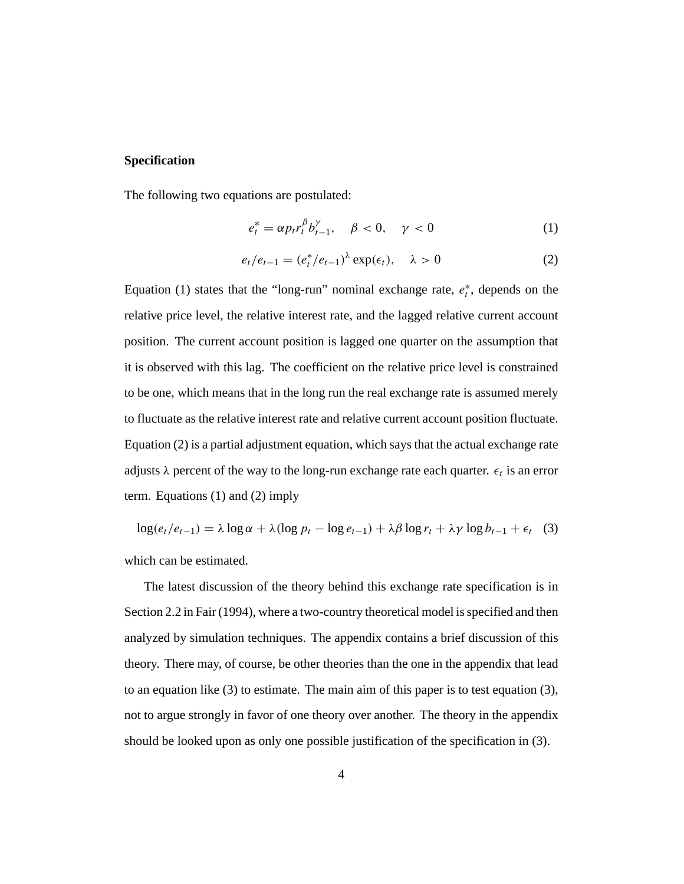### Specification

The following two equations are postulated:

$$e_t^* = \alpha p_t r_t^{\beta} b_{t-1}^{\gamma}, \quad \beta < 0, \quad \gamma < 0 \tag{1}$$

$$e_t / e_{t-1} = (e_t^* / e_{t-1})^{\lambda} \exp(\epsilon_t), \quad \lambda > 0 \tag{2}$$

Equation (1) states that the "long-run" nominal exchange rate, $e_t^*$, depends on the relative price level, the relative interest rate, and the lagged relative current account position. The current account position is lagged one quarter on the assumption that it is observed with this lag. The coefficient on the relative price level is constrained to be one, which means that in the long run the real exchange rate is assumed merely to fluctuate as the relative interest rate and relative current account position fluctuate. Equation (2) is a partial adjustment equation, which says that the actual exchange rate adjusts $\lambda$ percent of the way to the long-run exchange rate each quarter. $\epsilon_t$ is an error term. Equations (1) and (2) imply

$$\log(e_t / e_{t-1}) = \lambda \log \alpha + \lambda(\log p_t - \log e_{t-1}) + \lambda\beta \log r_t + \lambda\gamma \log b_{t-1} + \epsilon_t \tag{3}$$

which can be estimated.

The latest discussion of the theory behind this exchange rate specification is in Section 2.2 in Fair (1994), where a two-country theoretical model is specified and then analyzed by simulation techniques. The appendix contains a brief discussion of this theory. There may, of course, be other theories than the one in the appendix that lead to an equation like (3) to estimate. The main aim of this paper is to test equation (3), not to argue strongly in favor of one theory over another. The theory in the appendix should be looked upon as only one possible justification of the specification in (3).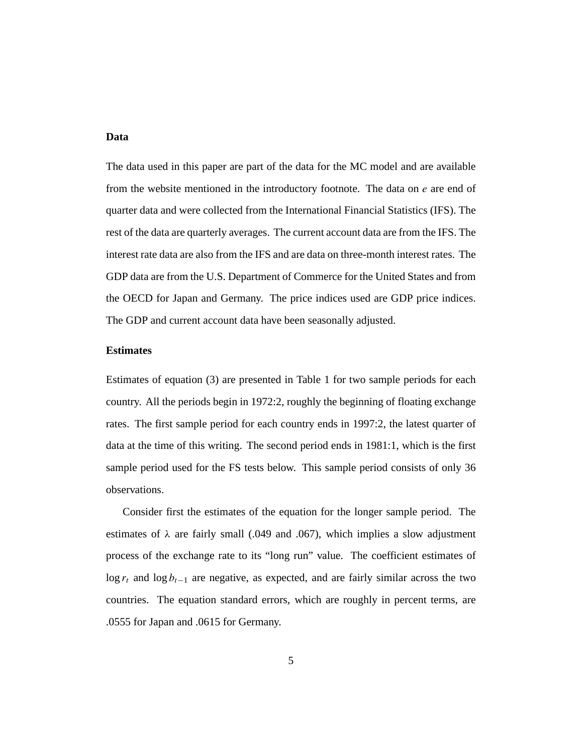### Data

The data used in this paper are part of the data for the MC model and are available from the website mentioned in the introductory footnote. The data on $e$ are end of quarter data and were collected from the International Financial Statistics (IFS). The rest of the data are quarterly averages. The current account data are from the IFS. The interest rate data are also from the IFS and are data on three-month interest rates. The GDP data are from the U.S. Department of Commerce for the United States and from the OECD for Japan and Germany. The price indices used are GDP price indices. The GDP and current account data have been seasonally adjusted.

### Estimates

Estimates of equation (3) are presented in Table 1 for two sample periods for each country. All the periods begin in 1972:2, roughly the beginning of floating exchange rates. The first sample period for each country ends in 1997:2, the latest quarter of data at the time of this writing. The second period ends in 1981:1, which is the first sample period used for the FS tests below. This sample period consists of only 36 observations.

Consider first the estimates of the equation for the longer sample period. The estimates of $\lambda$ are fairly small (.049 and .067), which implies a slow adjustment process of the exchange rate to its "long run" value. The coefficient estimates of $\log r_t$ and $\log b_{t-1}$ are negative, as expected, and are fairly similar across the two countries. The equation standard errors, which are roughly in percent terms, are .0555 for Japan and .0615 for Germany.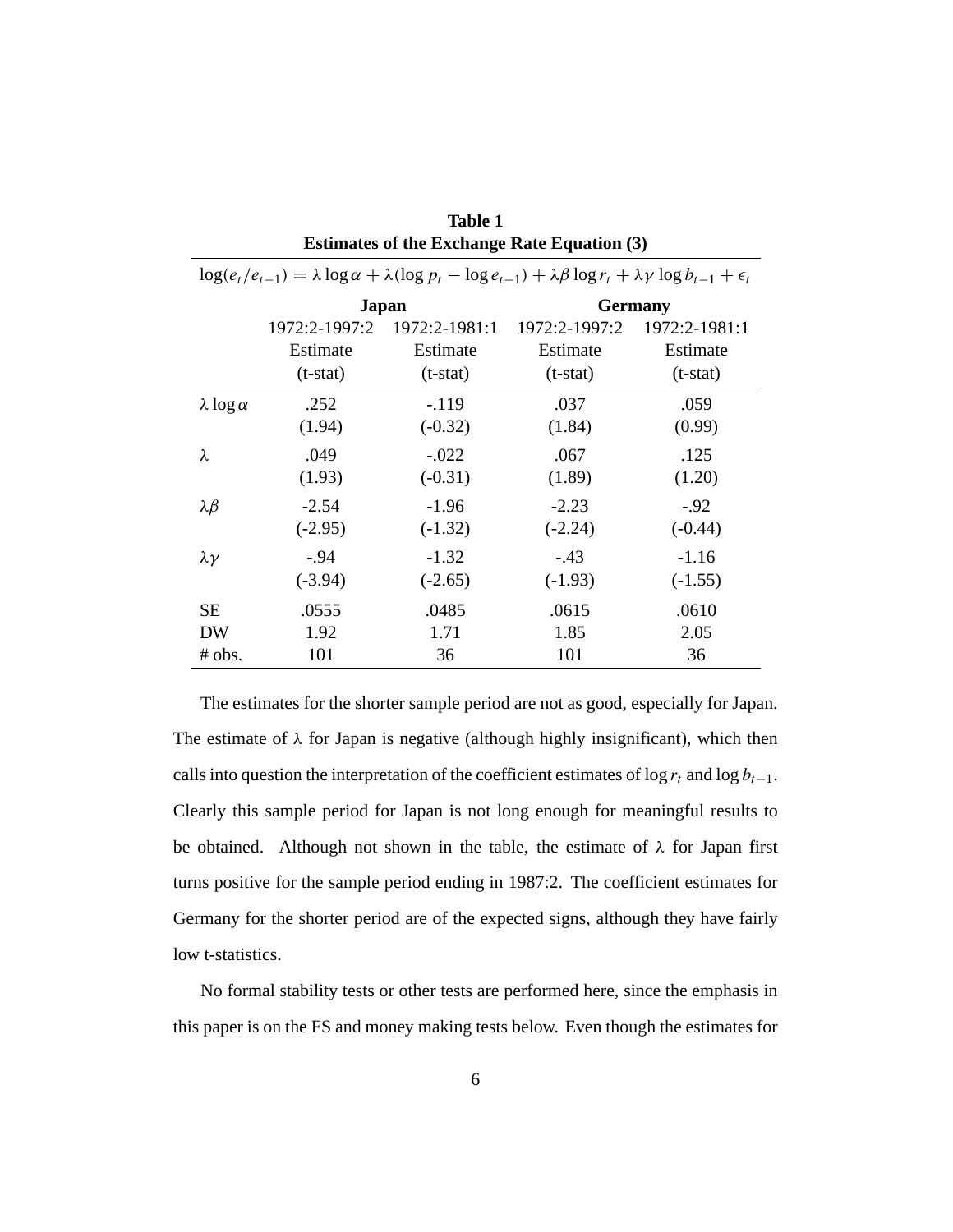**Table 1**
**Estimates of the Exchange Rate Equation (3)**

$$\log(e_t/e_{t-1}) = \lambda \log \alpha + \lambda(\log p_t - \log e_{t-1}) + \lambda\beta \log r_t + \lambda\gamma \log b_{t-1} + \epsilon_t$$

| | Japan | | Germany | |
|---|---|---|---|---|
| | 1972:2-1997:2 | 1972:2-1981:1 | 1972:2-1997:2 | 1972:2-1981:1 |
| | Estimate | Estimate | Estimate | Estimate |
| | (t-stat) | (t-stat) | (t-stat) | (t-stat) |
| $\lambda \log \alpha$ | .252 | -.119 | .037 | .059 |
| | (1.94) | (-0.32) | (1.84) | (0.99) |
| $\lambda$ | .049 | -.022 | .067 | .125 |
| | (1.93) | (-0.31) | (1.89) | (1.20) |
| $\lambda\beta$ | -2.54 | -1.96 | -2.23 | -.92 |
| | (-2.95) | (-1.32) | (-2.24) | (-0.44) |
| $\lambda\gamma$ | -.94 | -1.32 | -.43 | -1.16 |
| | (-3.94) | (-2.65) | (-1.93) | (-1.55) |
| SE | .0555 | .0485 | .0615 | .0610 |
| DW | 1.92 | 1.71 | 1.85 | 2.05 |
| # obs. | 101 | 36 | 101 | 36 |

The estimates for the shorter sample period are not as good, especially for Japan. The estimate of $\lambda$ for Japan is negative (although highly insignificant), which then calls into question the interpretation of the coefficient estimates of $\log r_t$ and $\log b_{t-1}$. Clearly this sample period for Japan is not long enough for meaningful results to be obtained. Although not shown in the table, the estimate of $\lambda$ for Japan first turns positive for the sample period ending in 1987:2. The coefficient estimates for Germany for the shorter period are of the expected signs, although they have fairly low t-statistics.

No formal stability tests or other tests are performed here, since the emphasis in this paper is on the FS and money making tests below. Even though the estimates for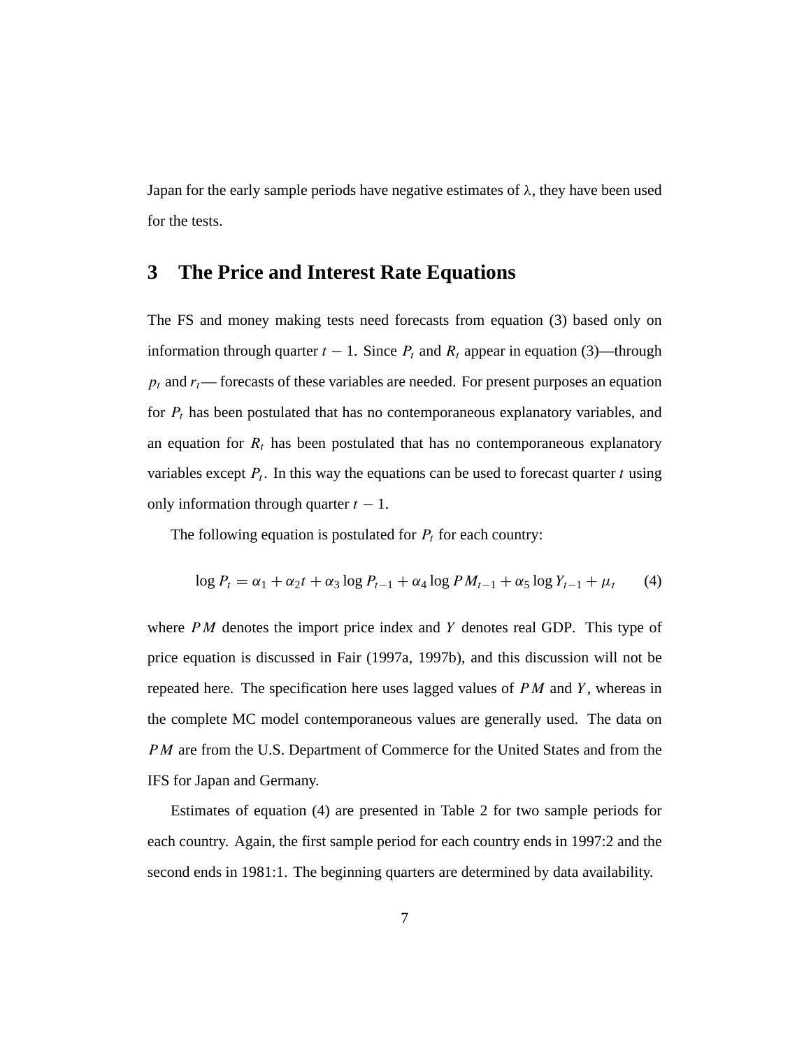Japan for the early sample periods have negative estimates of $\lambda$, they have been used for the tests.

## 3 The Price and Interest Rate Equations

The FS and money making tests need forecasts from equation (3) based only on information through quarter $t-1$. Since $P_t$ and $R_t$ appear in equation (3)—through $p_t$ and $r_t$— forecasts of these variables are needed. For present purposes an equation for $P_t$ has been postulated that has no contemporaneous explanatory variables, and an equation for $R_t$ has been postulated that has no contemporaneous explanatory variables except $P_t$. In this way the equations can be used to forecast quarter $t$ using only information through quarter $t-1$.

The following equation is postulated for $P_t$ for each country:

$$\log P_t = \alpha_1 + \alpha_2 t + \alpha_3 \log P_{t-1} + \alpha_4 \log PM_{t-1} + \alpha_5 \log Y_{t-1} + \mu_t \qquad (4)$$

where $PM$ denotes the import price index and $Y$ denotes real GDP. This type of price equation is discussed in Fair (1997a, 1997b), and this discussion will not be repeated here. The specification here uses lagged values of $PM$ and $Y$, whereas in the complete MC model contemporaneous values are generally used. The data on $PM$ are from the U.S. Department of Commerce for the United States and from the IFS for Japan and Germany.

Estimates of equation (4) are presented in Table 2 for two sample periods for each country. Again, the first sample period for each country ends in 1997:2 and the second ends in 1981:1. The beginning quarters are determined by data availability.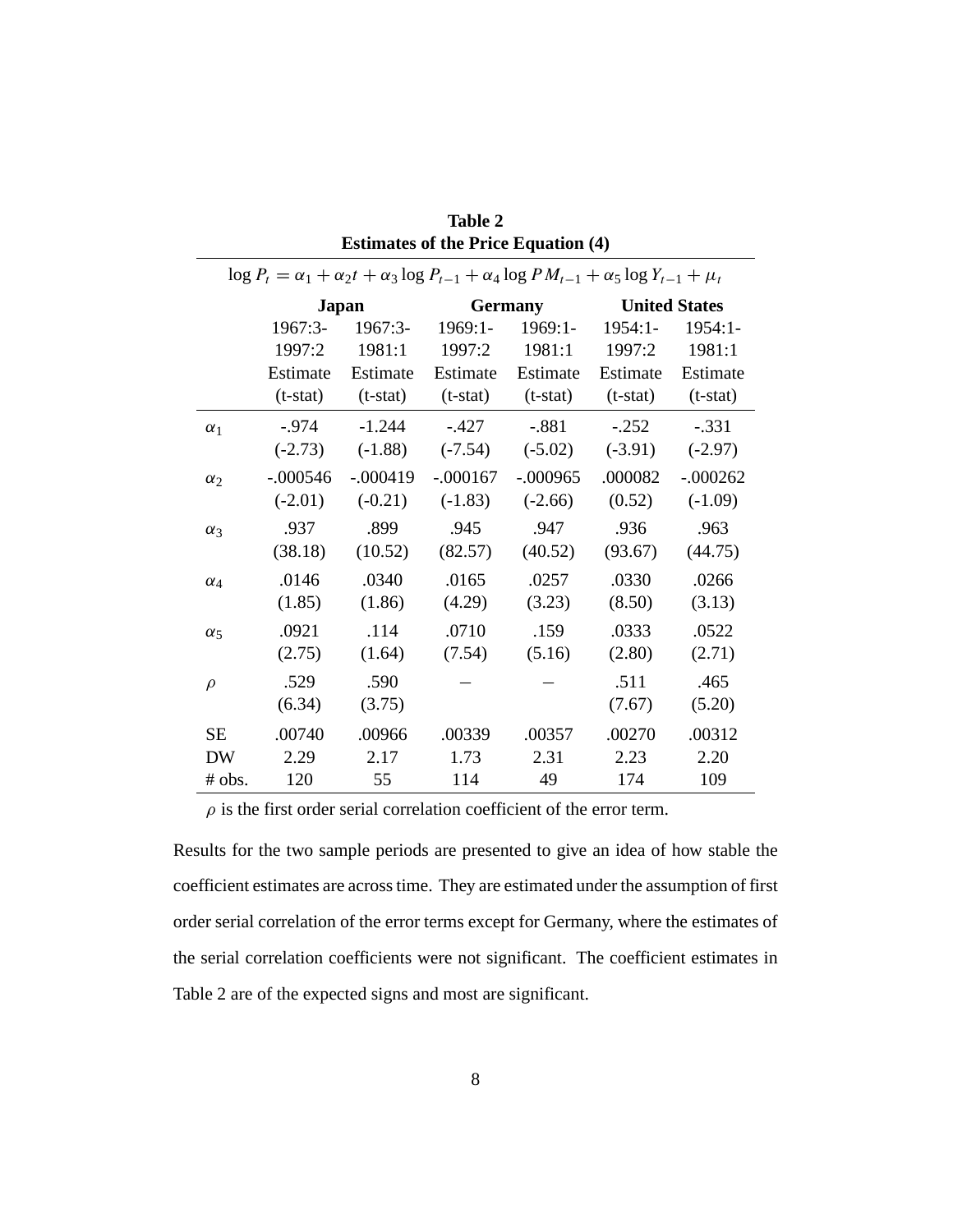**Table 2**
**Estimates of the Price Equation (4)**

$$\log P_t = \alpha_1 + \alpha_2 t + \alpha_3 \log P_{t-1} + \alpha_4 \log PM_{t-1} + \alpha_5 \log Y_{t-1} + \mu_t$$

| | Japan | | Germany | | United States | |
|---|---|---|---|---|---|---|
| | 1967:3-1997:2 | 1967:3-1981:1 | 1969:1-1997:2 | 1969:1-1981:1 | 1954:1-1997:2 | 1954:1-1981:1 |
| | Estimate (t-stat) | Estimate (t-stat) | Estimate (t-stat) | Estimate (t-stat) | Estimate (t-stat) | Estimate (t-stat) |
| $\alpha_1$ | -.974 | -1.244 | -.427 | -.881 | -.252 | -.331 |
| | (-2.73) | (-1.88) | (-7.54) | (-5.02) | (-3.91) | (-2.97) |
| $\alpha_2$ | -.000546 | -.000419 | -.000167 | -.000965 | .000082 | -.000262 |
| | (-2.01) | (-0.21) | (-1.83) | (-2.66) | (0.52) | (-1.09) |
| $\alpha_3$ | .937 | .899 | .945 | .947 | .936 | .963 |
| | (38.18) | (10.52) | (82.57) | (40.52) | (93.67) | (44.75) |
| $\alpha_4$ | .0146 | .0340 | .0165 | .0257 | .0330 | .0266 |
| | (1.85) | (1.86) | (4.29) | (3.23) | (8.50) | (3.13) |
| $\alpha_5$ | .0921 | .114 | .0710 | .159 | .0333 | .0522 |
| | (2.75) | (1.64) | (7.54) | (5.16) | (2.80) | (2.71) |
| $\rho$ | .529 | .590 | – | – | .511 | .465 |
| | (6.34) | (3.75) | | | (7.67) | (5.20) |
| SE | .00740 | .00966 | .00339 | .00357 | .00270 | .00312 |
| DW | 2.29 | 2.17 | 1.73 | 2.31 | 2.23 | 2.20 |
| # obs. | 120 | 55 | 114 | 49 | 174 | 109 |

$\rho$ is the first order serial correlation coefficient of the error term.

Results for the two sample periods are presented to give an idea of how stable the coefficient estimates are across time. They are estimated under the assumption of first order serial correlation of the error terms except for Germany, where the estimates of the serial correlation coefficients were not significant. The coefficient estimates in Table 2 are of the expected signs and most are significant.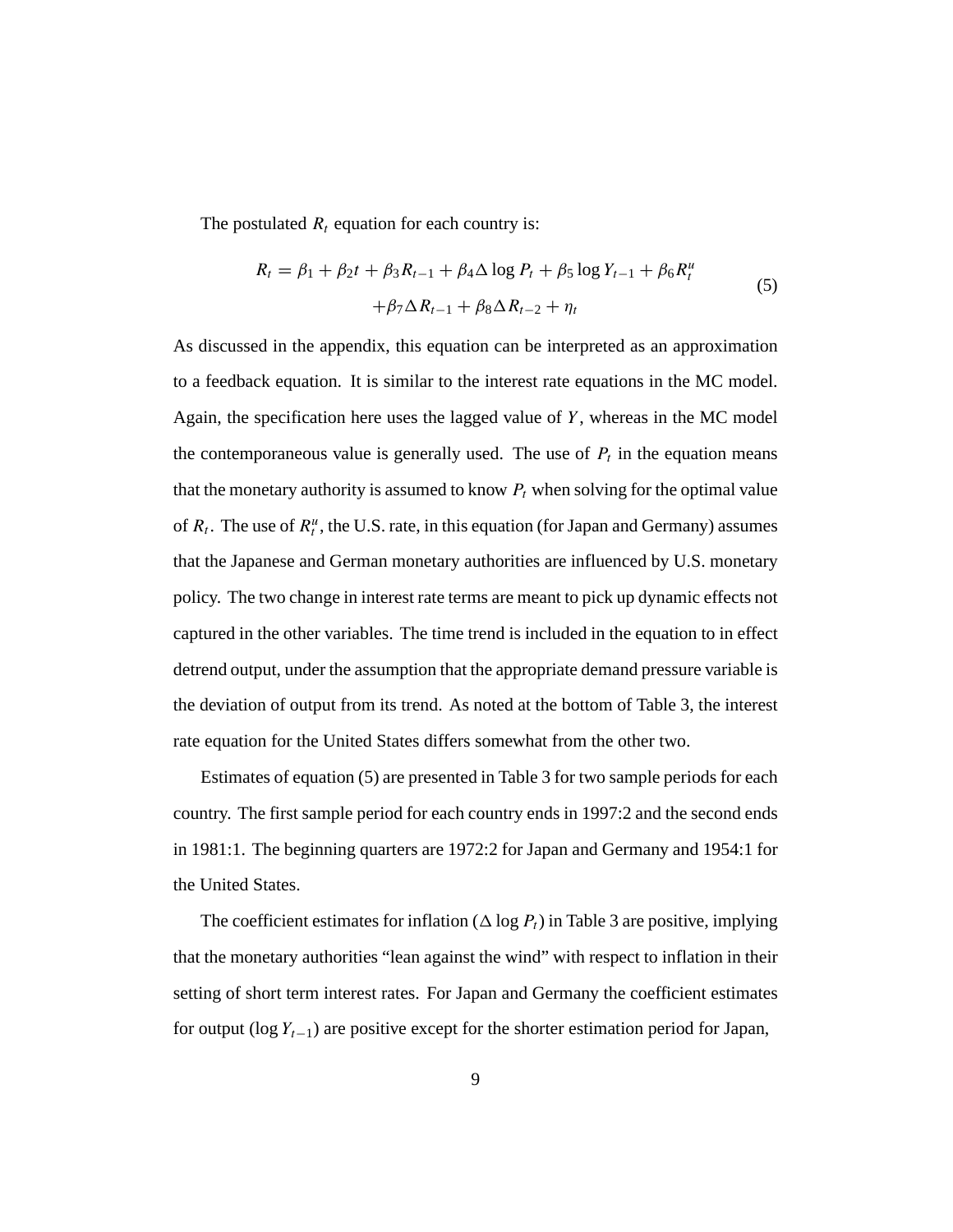The postulated $R_t$ equation for each country is:

$$
\begin{aligned}
R_t = \beta_1 + \beta_2 t + \beta_3 R_{t-1} + \beta_4 \Delta \log P_t + \beta_5 \log Y_{t-1} + \beta_6 R_t^u \\
+ \beta_7 \Delta R_{t-1} + \beta_8 \Delta R_{t-2} + \eta_t
\end{aligned}
\tag{5}
$$

As discussed in the appendix, this equation can be interpreted as an approximation to a feedback equation. It is similar to the interest rate equations in the MC model. Again, the specification here uses the lagged value of $Y$, whereas in the MC model the contemporaneous value is generally used. The use of $P_t$ in the equation means that the monetary authority is assumed to know $P_t$ when solving for the optimal value of $R_t$. The use of $R_t^u$, the U.S. rate, in this equation (for Japan and Germany) assumes that the Japanese and German monetary authorities are influenced by U.S. monetary policy. The two change in interest rate terms are meant to pick up dynamic effects not captured in the other variables. The time trend is included in the equation to in effect detrend output, under the assumption that the appropriate demand pressure variable is the deviation of output from its trend. As noted at the bottom of Table 3, the interest rate equation for the United States differs somewhat from the other two.

Estimates of equation (5) are presented in Table 3 for two sample periods for each country. The first sample period for each country ends in 1997:2 and the second ends in 1981:1. The beginning quarters are 1972:2 for Japan and Germany and 1954:1 for the United States.

The coefficient estimates for inflation ($\Delta \log P_t$) in Table 3 are positive, implying that the monetary authorities "lean against the wind" with respect to inflation in their setting of short term interest rates. For Japan and Germany the coefficient estimates for output ($\log Y_{t-1}$) are positive except for the shorter estimation period for Japan,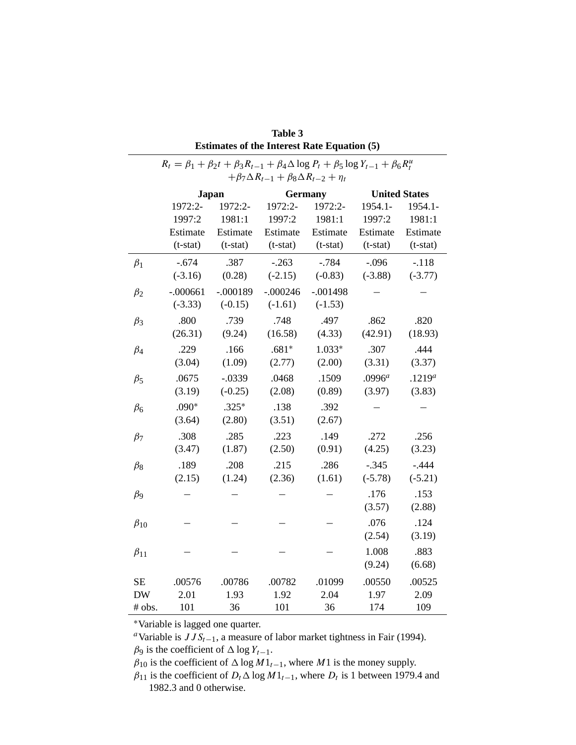**Table 3**
**Estimates of the Interest Rate Equation (5)**

$$R_t = \beta_1 + \beta_2 t + \beta_3 R_{t-1} + \beta_4 \Delta \log P_t + \beta_5 \log Y_{t-1} + \beta_6 R_t^u$$
$$+ \beta_7 \Delta R_{t-1} + \beta_8 \Delta R_{t-2} + \eta_t$$

| | Japan | | Germany | | United States | |
|---|---|---|---|---|---|---|
| | 1972:2-1997:2 | 1972:2-1981:1 | 1972:2-1997:2 | 1972:2-1981:1 | 1954.1-1997:2 | 1954.1-1981:1 |
| | Estimate (t-stat) | Estimate (t-stat) | Estimate (t-stat) | Estimate (t-stat) | Estimate (t-stat) | Estimate (t-stat) |
| $\beta_1$ | -.674 | .387 | -.263 | -.784 | -.096 | -.118 |
| | (-3.16) | (0.28) | (-2.15) | (-0.83) | (-3.88) | (-3.77) |
| $\beta_2$ | -.000661 | -.000189 | -.000246 | -.001498 | – | – |
| | (-3.33) | (-0.15) | (-1.61) | (-1.53) | | |
| $\beta_3$ | .800 | .739 | .748 | .497 | .862 | .820 |
| | (26.31) | (9.24) | (16.58) | (4.33) | (42.91) | (18.93) |
| $\beta_4$ | .229 | .166 | .681* | 1.033* | .307 | .444 |
| | (3.04) | (1.09) | (2.77) | (2.00) | (3.31) | (3.37) |
| $\beta_5$ | .0675 | -.0339 | .0468 | .1509 | .0996[a] | .1219[a] |
| | (3.19) | (-0.25) | (2.08) | (0.89) | (3.97) | (3.83) |
| $\beta_6$ | .090* | .325* | .138 | .392 | – | – |
| | (3.64) | (2.80) | (3.51) | (2.67) | | |
| $\beta_7$ | .308 | .285 | .223 | .149 | .272 | .256 |
| | (3.47) | (1.87) | (2.50) | (0.91) | (4.25) | (3.23) |
| $\beta_8$ | .189 | .208 | .215 | .286 | -.345 | -.444 |
| | (2.15) | (1.24) | (2.36) | (1.61) | (-5.78) | (-5.21) |
| $\beta_9$ | – | – | – | – | .176 | .153 |
| | | | | | (3.57) | (2.88) |
| $\beta_{10}$ | – | – | – | – | .076 | .124 |
| | | | | | (2.54) | (3.19) |
| $\beta_{11}$ | – | – | – | – | 1.008 | .883 |
| | | | | | (9.24) | (6.68) |
| SE | .00576 | .00786 | .00782 | .01099 | .00550 | .00525 |
| DW | 2.01 | 1.93 | 1.92 | 2.04 | 1.97 | 2.09 |
| # obs. | 101 | 36 | 101 | 36 | 174 | 109 |

*Variable is lagged one quarter.

[a] Variable is $JJS_{t-1}$, a measure of labor market tightness in Fair (1994).

$\beta_9$ is the coefficient of $\Delta \log Y_{t-1}$.

$\beta_{10}$ is the coefficient of $\Delta \log M1_{t-1}$, where $M1$ is the money supply.

$\beta_{11}$ is the coefficient of $D_t \Delta \log M1_{t-1}$, where $D_t$ is 1 between 1979.4 and 1982.3 and 0 otherwise.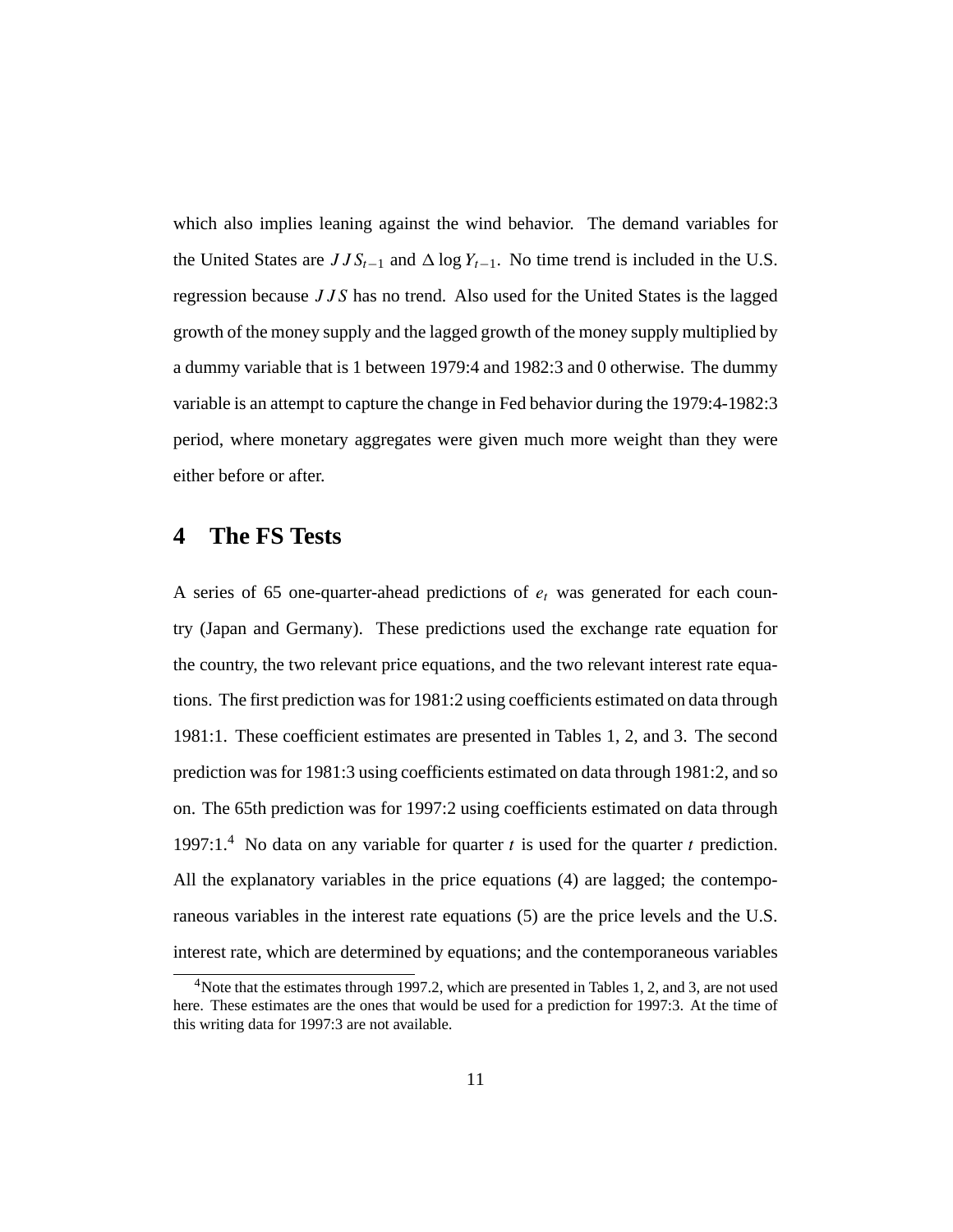which also implies leaning against the wind behavior. The demand variables for the United States are $JJS_{t-1}$ and $\Delta \log Y_{t-1}$. No time trend is included in the U.S. regression because $JJS$ has no trend. Also used for the United States is the lagged growth of the money supply and the lagged growth of the money supply multiplied by a dummy variable that is 1 between 1979:4 and 1982:3 and 0 otherwise. The dummy variable is an attempt to capture the change in Fed behavior during the 1979:4-1982:3 period, where monetary aggregates were given much more weight than they were either before or after.

## 4 The FS Tests

A series of 65 one-quarter-ahead predictions of $e_t$ was generated for each country (Japan and Germany). These predictions used the exchange rate equation for the country, the two relevant price equations, and the two relevant interest rate equations. The first prediction was for 1981:2 using coefficients estimated on data through 1981:1. These coefficient estimates are presented in Tables 1, 2, and 3. The second prediction was for 1981:3 using coefficients estimated on data through 1981:2, and so on. The 65th prediction was for 1997:2 using coefficients estimated on data through 1997:1.[4] No data on any variable for quarter $t$ is used for the quarter $t$ prediction. All the explanatory variables in the price equations (4) are lagged; the contemporaneous variables in the interest rate equations (5) are the price levels and the U.S. interest rate, which are determined by equations; and the contemporaneous variables

[4] Note that the estimates through 1997.2, which are presented in Tables 1, 2, and 3, are not used here. These estimates are the ones that would be used for a prediction for 1997:3. At the time of this writing data for 1997:3 are not available.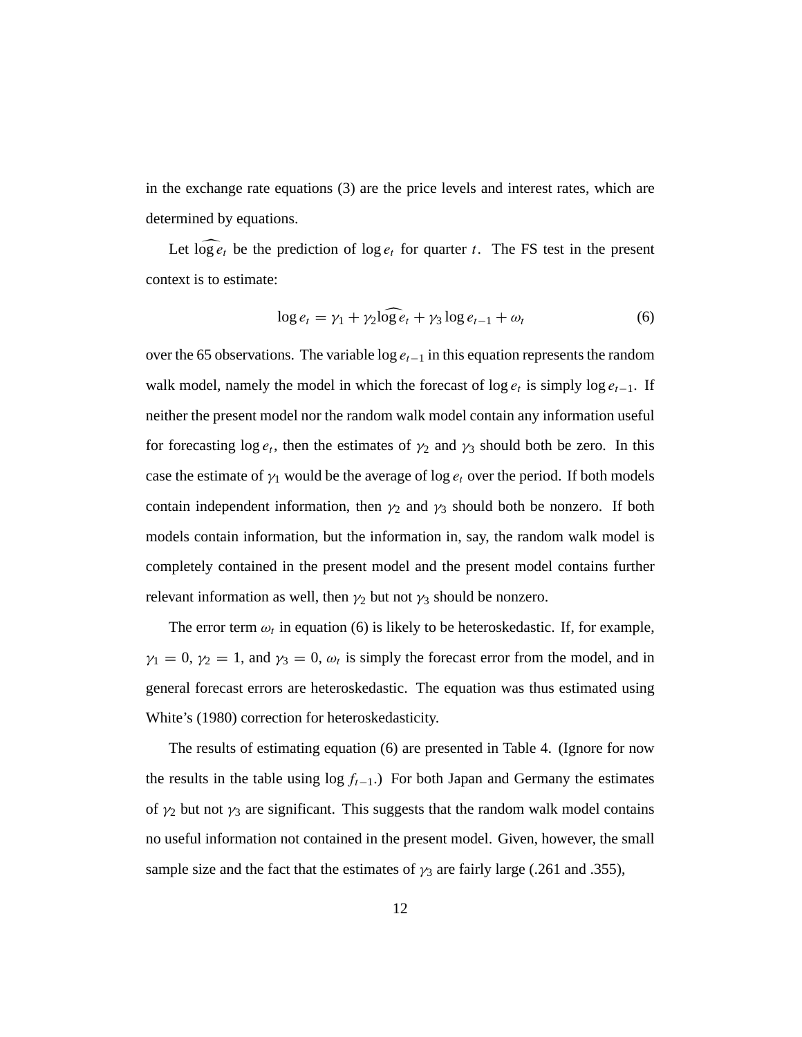in the exchange rate equations (3) are the price levels and interest rates, which are determined by equations.

Let $\widehat{\log e_t}$ be the prediction of $\log e_t$ for quarter $t$. The FS test in the present context is to estimate:

$$\log e_t = \gamma_1 + \gamma_2 \widehat{\log e_t} + \gamma_3 \log e_{t-1} + \omega_t \tag{6}$$

over the 65 observations. The variable $\log e_{t-1}$ in this equation represents the random walk model, namely the model in which the forecast of $\log e_t$ is simply $\log e_{t-1}$. If neither the present model nor the random walk model contain any information useful for forecasting $\log e_t$, then the estimates of $\gamma_2$ and $\gamma_3$ should both be zero. In this case the estimate of $\gamma_1$ would be the average of $\log e_t$ over the period. If both models contain independent information, then $\gamma_2$ and $\gamma_3$ should both be nonzero. If both models contain information, but the information in, say, the random walk model is completely contained in the present model and the present model contains further relevant information as well, then $\gamma_2$ but not $\gamma_3$ should be nonzero.

The error term $\omega_t$ in equation (6) is likely to be heteroskedastic. If, for example, $\gamma_1 = 0$, $\gamma_2 = 1$, and $\gamma_3 = 0$, $\omega_t$ is simply the forecast error from the model, and in general forecast errors are heteroskedastic. The equation was thus estimated using White's (1980) correction for heteroskedasticity.

The results of estimating equation (6) are presented in Table 4. (Ignore for now the results in the table using $\log f_{t-1}$.) For both Japan and Germany the estimates of $\gamma_2$ but not $\gamma_3$ are significant. This suggests that the random walk model contains no useful information not contained in the present model. Given, however, the small sample size and the fact that the estimates of $\gamma_3$ are fairly large (.261 and .355),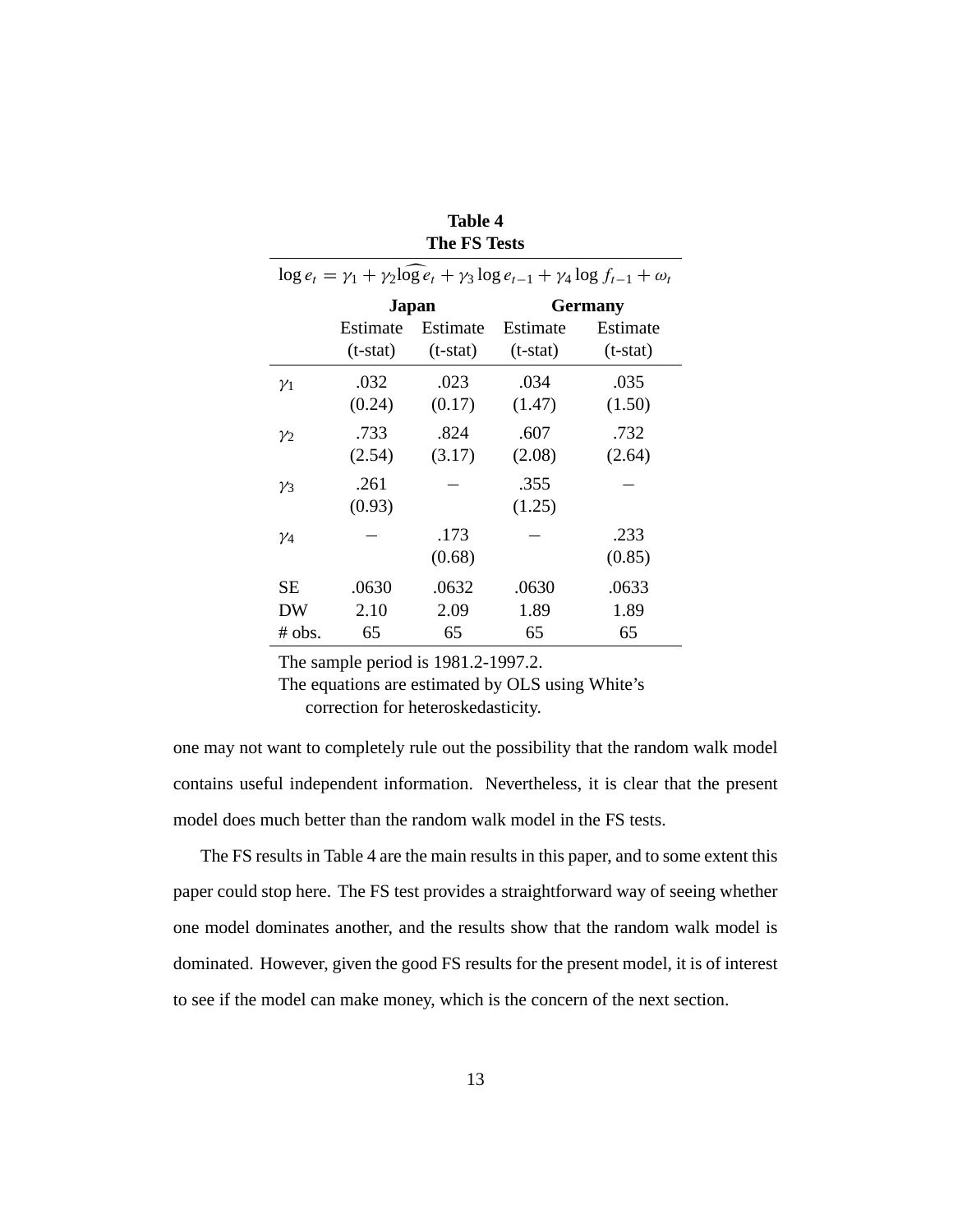**Table 4**
**The FS Tests**

$$\log e_t = \gamma_1 + \gamma_2 \widehat{\log} e_t + \gamma_3 \log e_{t-1} + \gamma_4 \log f_{t-1} + \omega_t$$

| | **Japan** | | **Germany** | |
|---|---|---|---|---|
| | Estimate (t-stat) | Estimate (t-stat) | Estimate (t-stat) | Estimate (t-stat) |
| $\gamma_1$ | .032 (0.24) | .023 (0.17) | .034 (1.47) | .035 (1.50) |
| $\gamma_2$ | .733 (2.54) | .824 (3.17) | .607 (2.08) | .732 (2.64) |
| $\gamma_3$ | .261 (0.93) | – | .355 (1.25) | – |
| $\gamma_4$ | – | .173 (0.68) | – | .233 (0.85) |
| SE | .0630 | .0632 | .0630 | .0633 |
| DW | 2.10 | 2.09 | 1.89 | 1.89 |
| # obs. | 65 | 65 | 65 | 65 |

The sample period is 1981.2-1997.2.
The equations are estimated by OLS using White's correction for heteroskedasticity.

one may not want to completely rule out the possibility that the random walk model contains useful independent information. Nevertheless, it is clear that the present model does much better than the random walk model in the FS tests.

The FS results in Table 4 are the main results in this paper, and to some extent this paper could stop here. The FS test provides a straightforward way of seeing whether one model dominates another, and the results show that the random walk model is dominated. However, given the good FS results for the present model, it is of interest to see if the model can make money, which is the concern of the next section.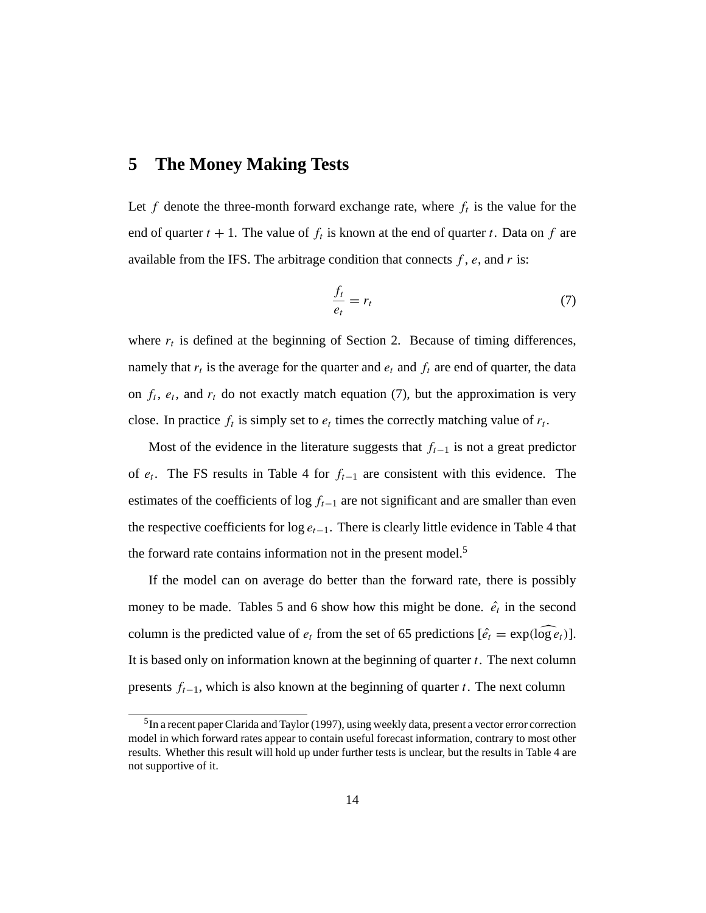## 5 The Money Making Tests

Let $f$ denote the three-month forward exchange rate, where $f_t$ is the value for the end of quarter $t+1$. The value of $f_t$ is known at the end of quarter $t$. Data on $f$ are available from the IFS. The arbitrage condition that connects $f$, $e$, and $r$ is:

$$\frac{f_t}{e_t} = r_t \tag{7}$$

where $r_t$ is defined at the beginning of Section 2. Because of timing differences, namely that $r_t$ is the average for the quarter and $e_t$ and $f_t$ are end of quarter, the data on $f_t$, $e_t$, and $r_t$ do not exactly match equation (7), but the approximation is very close. In practice $f_t$ is simply set to $e_t$ times the correctly matching value of $r_t$.

Most of the evidence in the literature suggests that $f_{t-1}$ is not a great predictor of $e_t$. The FS results in Table 4 for $f_{t-1}$ are consistent with this evidence. The estimates of the coefficients of $\log f_{t-1}$ are not significant and are smaller than even the respective coefficients for $\log e_{t-1}$. There is clearly little evidence in Table 4 that the forward rate contains information not in the present model.[5]

If the model can on average do better than the forward rate, there is possibly money to be made. Tables 5 and 6 show how this might be done. $\hat{e}_t$ in the second column is the predicted value of $e_t$ from the set of 65 predictions [$\hat{e}_t = \exp(\widehat{\log e_t})$]. It is based only on information known at the beginning of quarter $t$. The next column presents $f_{t-1}$, which is also known at the beginning of quarter $t$. The next column

[5] In a recent paper Clarida and Taylor (1997), using weekly data, present a vector error correction model in which forward rates appear to contain useful forecast information, contrary to most other results. Whether this result will hold up under further tests is unclear, but the results in Table 4 are not supportive of it.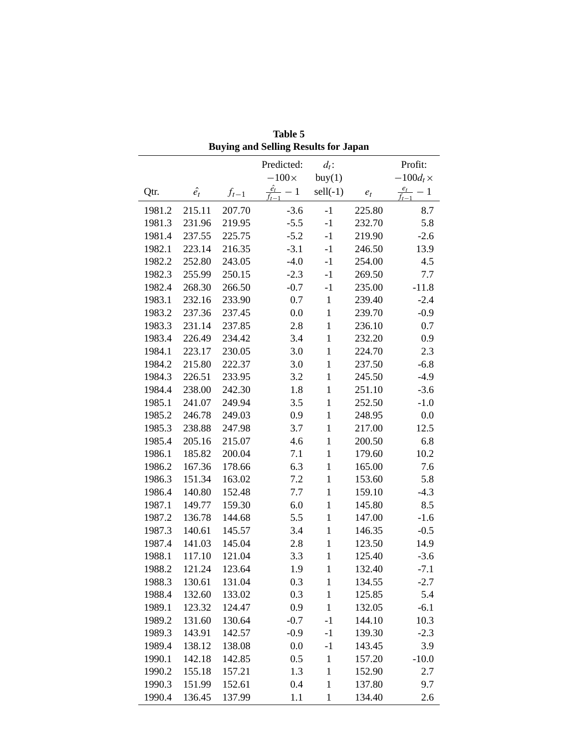**Table 5**
**Buying and Selling Results for Japan**

| Qtr. | $\hat{e}_t$ | $f_{t-1}$ | Predicted: $-100\times \frac{\hat{e}_t}{f_{t-1}} - 1$ | $d_t$: buy(1) sell(-1) | $e_t$ | Profit: $-100 d_t \times \frac{e_t}{f_{t-1}} - 1$ |
|---|---|---|---|---|---|---|
| 1981.2 | 215.11 | 207.70 | -3.6 | -1 | 225.80 | 8.7 |
| 1981.3 | 231.96 | 219.95 | -5.5 | -1 | 232.70 | 5.8 |
| 1981.4 | 237.55 | 225.75 | -5.2 | -1 | 219.90 | -2.6 |
| 1982.1 | 223.14 | 216.35 | -3.1 | -1 | 246.50 | 13.9 |
| 1982.2 | 252.80 | 243.05 | -4.0 | -1 | 254.00 | 4.5 |
| 1982.3 | 255.99 | 250.15 | -2.3 | -1 | 269.50 | 7.7 |
| 1982.4 | 268.30 | 266.50 | -0.7 | -1 | 235.00 | -11.8 |
| 1983.1 | 232.16 | 233.90 | 0.7 | 1 | 239.40 | -2.4 |
| 1983.2 | 237.36 | 237.45 | 0.0 | 1 | 239.70 | -0.9 |
| 1983.3 | 231.14 | 237.85 | 2.8 | 1 | 236.10 | 0.7 |
| 1983.4 | 226.49 | 234.42 | 3.4 | 1 | 232.20 | 0.9 |
| 1984.1 | 223.17 | 230.05 | 3.0 | 1 | 224.70 | 2.3 |
| 1984.2 | 215.80 | 222.37 | 3.0 | 1 | 237.50 | -6.8 |
| 1984.3 | 226.51 | 233.95 | 3.2 | 1 | 245.50 | -4.9 |
| 1984.4 | 238.00 | 242.30 | 1.8 | 1 | 251.10 | -3.6 |
| 1985.1 | 241.07 | 249.94 | 3.5 | 1 | 252.50 | -1.0 |
| 1985.2 | 246.78 | 249.03 | 0.9 | 1 | 248.95 | 0.0 |
| 1985.3 | 238.88 | 247.98 | 3.7 | 1 | 217.00 | 12.5 |
| 1985.4 | 205.16 | 215.07 | 4.6 | 1 | 200.50 | 6.8 |
| 1986.1 | 185.82 | 200.04 | 7.1 | 1 | 179.60 | 10.2 |
| 1986.2 | 167.36 | 178.66 | 6.3 | 1 | 165.00 | 7.6 |
| 1986.3 | 151.34 | 163.02 | 7.2 | 1 | 153.60 | 5.8 |
| 1986.4 | 140.80 | 152.48 | 7.7 | 1 | 159.10 | -4.3 |
| 1987.1 | 149.77 | 159.30 | 6.0 | 1 | 145.80 | 8.5 |
| 1987.2 | 136.78 | 144.68 | 5.5 | 1 | 147.00 | -1.6 |
| 1987.3 | 140.61 | 145.57 | 3.4 | 1 | 146.35 | -0.5 |
| 1987.4 | 141.03 | 145.04 | 2.8 | 1 | 123.50 | 14.9 |
| 1988.1 | 117.10 | 121.04 | 3.3 | 1 | 125.40 | -3.6 |
| 1988.2 | 121.24 | 123.64 | 1.9 | 1 | 132.40 | -7.1 |
| 1988.3 | 130.61 | 131.04 | 0.3 | 1 | 134.55 | -2.7 |
| 1988.4 | 132.60 | 133.02 | 0.3 | 1 | 125.85 | 5.4 |
| 1989.1 | 123.32 | 124.47 | 0.9 | 1 | 132.05 | -6.1 |
| 1989.2 | 131.60 | 130.64 | -0.7 | -1 | 144.10 | 10.3 |
| 1989.3 | 143.91 | 142.57 | -0.9 | -1 | 139.30 | -2.3 |
| 1989.4 | 138.12 | 138.08 | 0.0 | -1 | 143.45 | 3.9 |
| 1990.1 | 142.18 | 142.85 | 0.5 | 1 | 157.20 | -10.0 |
| 1990.2 | 155.18 | 157.21 | 1.3 | 1 | 152.90 | 2.7 |
| 1990.3 | 151.99 | 152.61 | 0.4 | 1 | 137.80 | 9.7 |
| 1990.4 | 136.45 | 137.99 | 1.1 | 1 | 134.40 | 2.6 |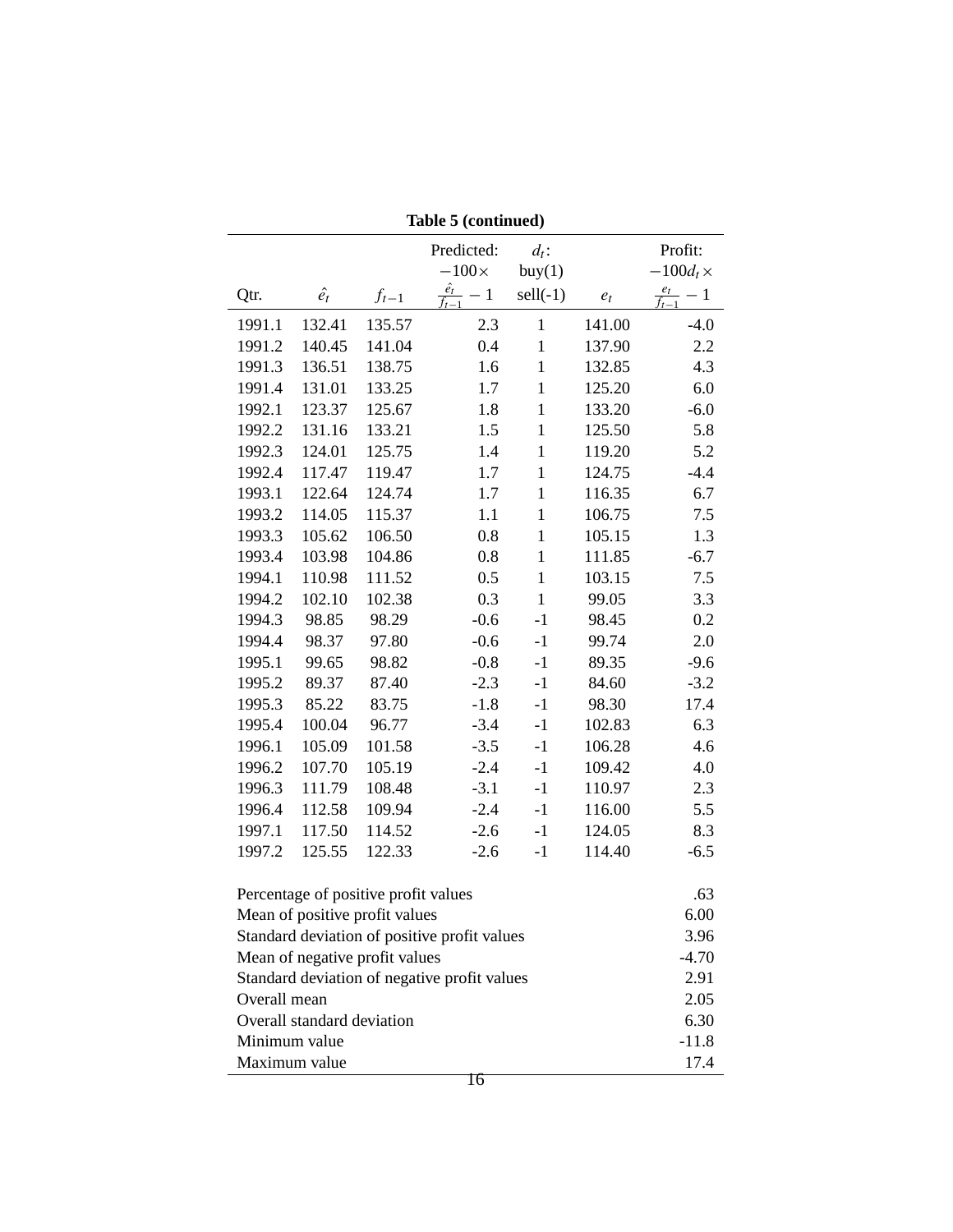**Table 5 (continued)**

| Qtr. | $\hat{e}_t$ | $f_{t-1}$ | Predicted: $-100\times \frac{\hat{e}_t}{f_{t-1}} - 1$ | $d_t$: buy(1) sell(-1) | $e_t$ | Profit: $-100d_t \times \frac{e_t}{f_{t-1}} - 1$ |
|---|---|---|---|---|---|---|
| 1991.1 | 132.41 | 135.57 | 2.3 | 1 | 141.00 | -4.0 |
| 1991.2 | 140.45 | 141.04 | 0.4 | 1 | 137.90 | 2.2 |
| 1991.3 | 136.51 | 138.75 | 1.6 | 1 | 132.85 | 4.3 |
| 1991.4 | 131.01 | 133.25 | 1.7 | 1 | 125.20 | 6.0 |
| 1992.1 | 123.37 | 125.67 | 1.8 | 1 | 133.20 | -6.0 |
| 1992.2 | 131.16 | 133.21 | 1.5 | 1 | 125.50 | 5.8 |
| 1992.3 | 124.01 | 125.75 | 1.4 | 1 | 119.20 | 5.2 |
| 1992.4 | 117.47 | 119.47 | 1.7 | 1 | 124.75 | -4.4 |
| 1993.1 | 122.64 | 124.74 | 1.7 | 1 | 116.35 | 6.7 |
| 1993.2 | 114.05 | 115.37 | 1.1 | 1 | 106.75 | 7.5 |
| 1993.3 | 105.62 | 106.50 | 0.8 | 1 | 105.15 | 1.3 |
| 1993.4 | 103.98 | 104.86 | 0.8 | 1 | 111.85 | -6.7 |
| 1994.1 | 110.98 | 111.52 | 0.5 | 1 | 103.15 | 7.5 |
| 1994.2 | 102.10 | 102.38 | 0.3 | 1 | 99.05 | 3.3 |
| 1994.3 | 98.85 | 98.29 | -0.6 | -1 | 98.45 | 0.2 |
| 1994.4 | 98.37 | 97.80 | -0.6 | -1 | 99.74 | 2.0 |
| 1995.1 | 99.65 | 98.82 | -0.8 | -1 | 89.35 | -9.6 |
| 1995.2 | 89.37 | 87.40 | -2.3 | -1 | 84.60 | -3.2 |
| 1995.3 | 85.22 | 83.75 | -1.8 | -1 | 98.30 | 17.4 |
| 1995.4 | 100.04 | 96.77 | -3.4 | -1 | 102.83 | 6.3 |
| 1996.1 | 105.09 | 101.58 | -3.5 | -1 | 106.28 | 4.6 |
| 1996.2 | 107.70 | 105.19 | -2.4 | -1 | 109.42 | 4.0 |
| 1996.3 | 111.79 | 108.48 | -3.1 | -1 | 110.97 | 2.3 |
| 1996.4 | 112.58 | 109.94 | -2.4 | -1 | 116.00 | 5.5 |
| 1997.1 | 117.50 | 114.52 | -2.6 | -1 | 124.05 | 8.3 |
| 1997.2 | 125.55 | 122.33 | -2.6 | -1 | 114.40 | -6.5 |

| | |
|---|---|
| Percentage of positive profit values | .63 |
| Mean of positive profit values | 6.00 |
| Standard deviation of positive profit values | 3.96 |
| Mean of negative profit values | -4.70 |
| Standard deviation of negative profit values | 2.91 |
| Overall mean | 2.05 |
| Overall standard deviation | 6.30 |
| Minimum value | -11.8 |
| Maximum value | 17.4 |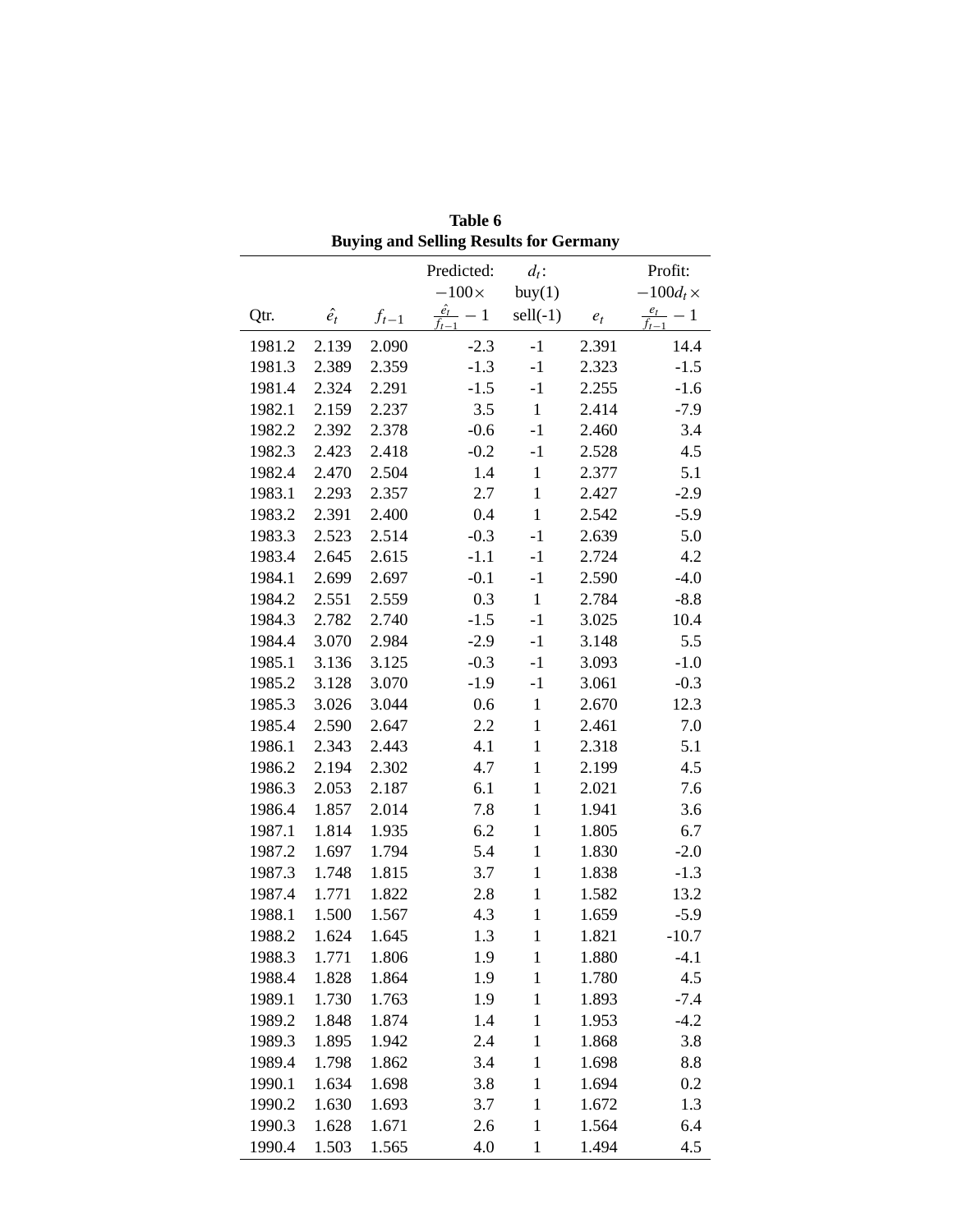**Table 6**
**Buying and Selling Results for Germany**

| Qtr. | $\hat{e}_t$ | $f_{t-1}$ | Predicted: $-100\times \frac{\hat{e}_t}{f_{t-1}} - 1$ | $d_t$: buy(1) sell(-1) | $e_t$ | Profit: $-100 d_t \times \frac{e_t}{f_{t-1}} - 1$ |
|---|---|---|---|---|---|---|
| 1981.2 | 2.139 | 2.090 | -2.3 | -1 | 2.391 | 14.4 |
| 1981.3 | 2.389 | 2.359 | -1.3 | -1 | 2.323 | -1.5 |
| 1981.4 | 2.324 | 2.291 | -1.5 | -1 | 2.255 | -1.6 |
| 1982.1 | 2.159 | 2.237 | 3.5 | 1 | 2.414 | -7.9 |
| 1982.2 | 2.392 | 2.378 | -0.6 | -1 | 2.460 | 3.4 |
| 1982.3 | 2.423 | 2.418 | -0.2 | -1 | 2.528 | 4.5 |
| 1982.4 | 2.470 | 2.504 | 1.4 | 1 | 2.377 | 5.1 |
| 1983.1 | 2.293 | 2.357 | 2.7 | 1 | 2.427 | -2.9 |
| 1983.2 | 2.391 | 2.400 | 0.4 | 1 | 2.542 | -5.9 |
| 1983.3 | 2.523 | 2.514 | -0.3 | -1 | 2.639 | 5.0 |
| 1983.4 | 2.645 | 2.615 | -1.1 | -1 | 2.724 | 4.2 |
| 1984.1 | 2.699 | 2.697 | -0.1 | -1 | 2.590 | -4.0 |
| 1984.2 | 2.551 | 2.559 | 0.3 | 1 | 2.784 | -8.8 |
| 1984.3 | 2.782 | 2.740 | -1.5 | -1 | 3.025 | 10.4 |
| 1984.4 | 3.070 | 2.984 | -2.9 | -1 | 3.148 | 5.5 |
| 1985.1 | 3.136 | 3.125 | -0.3 | -1 | 3.093 | -1.0 |
| 1985.2 | 3.128 | 3.070 | -1.9 | -1 | 3.061 | -0.3 |
| 1985.3 | 3.026 | 3.044 | 0.6 | 1 | 2.670 | 12.3 |
| 1985.4 | 2.590 | 2.647 | 2.2 | 1 | 2.461 | 7.0 |
| 1986.1 | 2.343 | 2.443 | 4.1 | 1 | 2.318 | 5.1 |
| 1986.2 | 2.194 | 2.302 | 4.7 | 1 | 2.199 | 4.5 |
| 1986.3 | 2.053 | 2.187 | 6.1 | 1 | 2.021 | 7.6 |
| 1986.4 | 1.857 | 2.014 | 7.8 | 1 | 1.941 | 3.6 |
| 1987.1 | 1.814 | 1.935 | 6.2 | 1 | 1.805 | 6.7 |
| 1987.2 | 1.697 | 1.794 | 5.4 | 1 | 1.830 | -2.0 |
| 1987.3 | 1.748 | 1.815 | 3.7 | 1 | 1.838 | -1.3 |
| 1987.4 | 1.771 | 1.822 | 2.8 | 1 | 1.582 | 13.2 |
| 1988.1 | 1.500 | 1.567 | 4.3 | 1 | 1.659 | -5.9 |
| 1988.2 | 1.624 | 1.645 | 1.3 | 1 | 1.821 | -10.7 |
| 1988.3 | 1.771 | 1.806 | 1.9 | 1 | 1.880 | -4.1 |
| 1988.4 | 1.828 | 1.864 | 1.9 | 1 | 1.780 | 4.5 |
| 1989.1 | 1.730 | 1.763 | 1.9 | 1 | 1.893 | -7.4 |
| 1989.2 | 1.848 | 1.874 | 1.4 | 1 | 1.953 | -4.2 |
| 1989.3 | 1.895 | 1.942 | 2.4 | 1 | 1.868 | 3.8 |
| 1989.4 | 1.798 | 1.862 | 3.4 | 1 | 1.698 | 8.8 |
| 1990.1 | 1.634 | 1.698 | 3.8 | 1 | 1.694 | 0.2 |
| 1990.2 | 1.630 | 1.693 | 3.7 | 1 | 1.672 | 1.3 |
| 1990.3 | 1.628 | 1.671 | 2.6 | 1 | 1.564 | 6.4 |
| 1990.4 | 1.503 | 1.565 | 4.0 | 1 | 1.494 | 4.5 |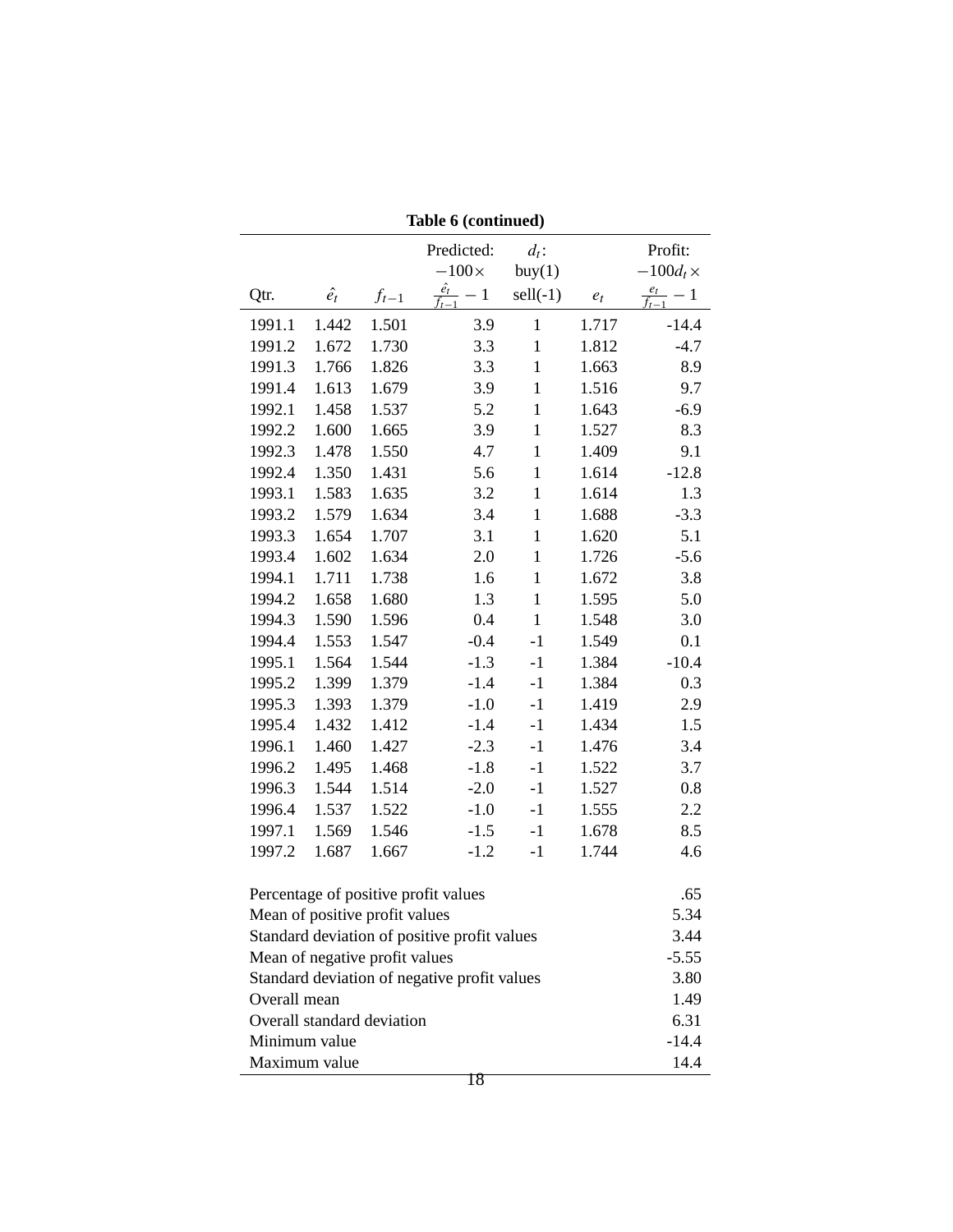**Table 6 (continued)**

| Qtr. | $\hat{e}_t$ | $f_{t-1}$ | Predicted: $-100\times \frac{\hat{e}_t}{f_{t-1}} - 1$ | $d_t$: buy(1) sell(-1) | $e_t$ | Profit: $-100d_t\times \frac{e_t}{f_{t-1}} - 1$ |
|---|---|---|---|---|---|---|
| 1991.1 | 1.442 | 1.501 | 3.9 | 1 | 1.717 | -14.4 |
| 1991.2 | 1.672 | 1.730 | 3.3 | 1 | 1.812 | -4.7 |
| 1991.3 | 1.766 | 1.826 | 3.3 | 1 | 1.663 | 8.9 |
| 1991.4 | 1.613 | 1.679 | 3.9 | 1 | 1.516 | 9.7 |
| 1992.1 | 1.458 | 1.537 | 5.2 | 1 | 1.643 | -6.9 |
| 1992.2 | 1.600 | 1.665 | 3.9 | 1 | 1.527 | 8.3 |
| 1992.3 | 1.478 | 1.550 | 4.7 | 1 | 1.409 | 9.1 |
| 1992.4 | 1.350 | 1.431 | 5.6 | 1 | 1.614 | -12.8 |
| 1993.1 | 1.583 | 1.635 | 3.2 | 1 | 1.614 | 1.3 |
| 1993.2 | 1.579 | 1.634 | 3.4 | 1 | 1.688 | -3.3 |
| 1993.3 | 1.654 | 1.707 | 3.1 | 1 | 1.620 | 5.1 |
| 1993.4 | 1.602 | 1.634 | 2.0 | 1 | 1.726 | -5.6 |
| 1994.1 | 1.711 | 1.738 | 1.6 | 1 | 1.672 | 3.8 |
| 1994.2 | 1.658 | 1.680 | 1.3 | 1 | 1.595 | 5.0 |
| 1994.3 | 1.590 | 1.596 | 0.4 | 1 | 1.548 | 3.0 |
| 1994.4 | 1.553 | 1.547 | -0.4 | -1 | 1.549 | 0.1 |
| 1995.1 | 1.564 | 1.544 | -1.3 | -1 | 1.384 | -10.4 |
| 1995.2 | 1.399 | 1.379 | -1.4 | -1 | 1.384 | 0.3 |
| 1995.3 | 1.393 | 1.379 | -1.0 | -1 | 1.419 | 2.9 |
| 1995.4 | 1.432 | 1.412 | -1.4 | -1 | 1.434 | 1.5 |
| 1996.1 | 1.460 | 1.427 | -2.3 | -1 | 1.476 | 3.4 |
| 1996.2 | 1.495 | 1.468 | -1.8 | -1 | 1.522 | 3.7 |
| 1996.3 | 1.544 | 1.514 | -2.0 | -1 | 1.527 | 0.8 |
| 1996.4 | 1.537 | 1.522 | -1.0 | -1 | 1.555 | 2.2 |
| 1997.1 | 1.569 | 1.546 | -1.5 | -1 | 1.678 | 8.5 |
| 1997.2 | 1.687 | 1.667 | -1.2 | -1 | 1.744 | 4.6 |
| | | | | | | |
| Percentage of positive profit values | | | | | | .65 |
| Mean of positive profit values | | | | | | 5.34 |
| Standard deviation of positive profit values | | | | | | 3.44 |
| Mean of negative profit values | | | | | | -5.55 |
| Standard deviation of negative profit values | | | | | | 3.80 |
| Overall mean | | | | | | 1.49 |
| Overall standard deviation | | | | | | 6.31 |
| Minimum value | | | | | | -14.4 |
| Maximum value | | | | | | 14.4 |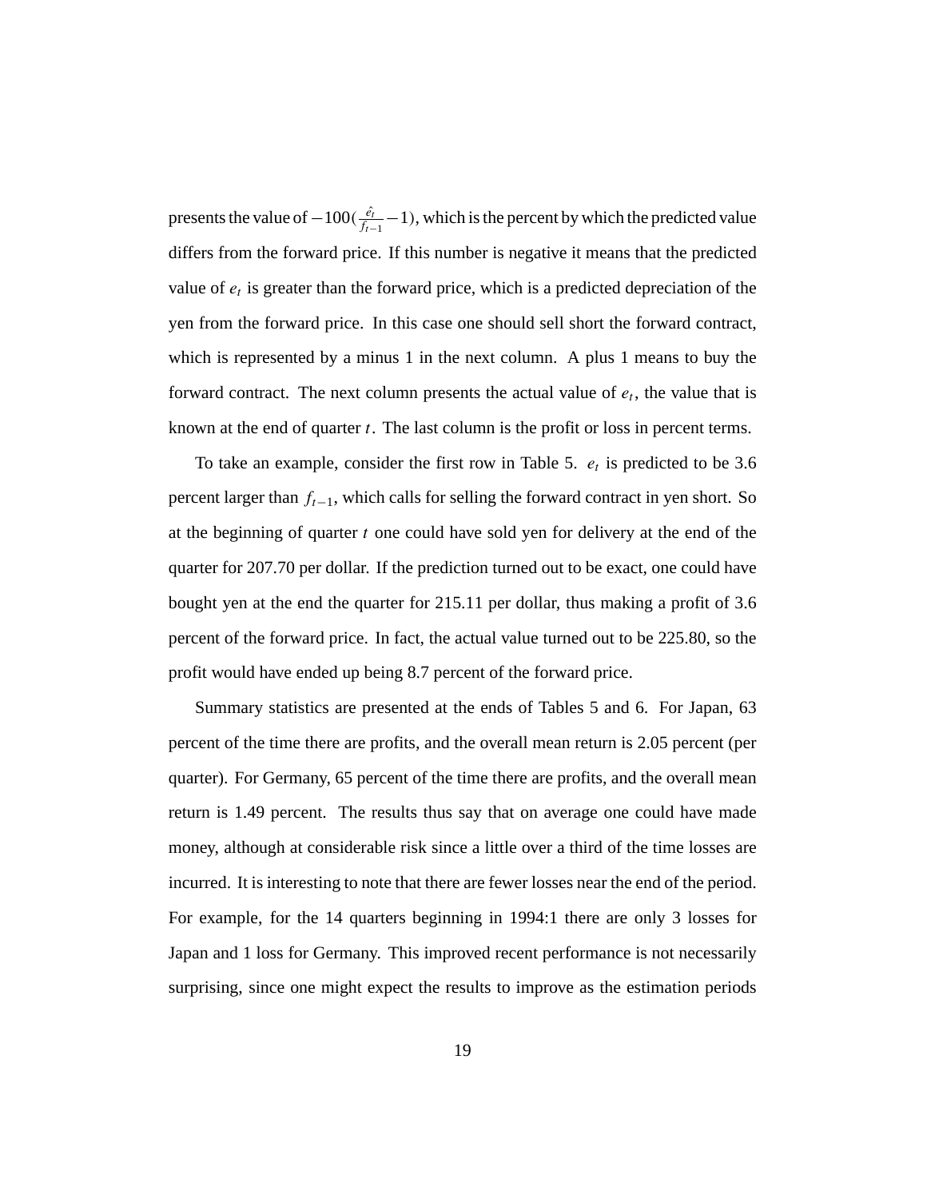presents the value of $-100(\frac{\hat{e}_t}{f_{t-1}} - 1)$, which is the percent by which the predicted value differs from the forward price. If this number is negative it means that the predicted value of $e_t$ is greater than the forward price, which is a predicted depreciation of the yen from the forward price. In this case one should sell short the forward contract, which is represented by a minus 1 in the next column. A plus 1 means to buy the forward contract. The next column presents the actual value of $e_t$, the value that is known at the end of quarter $t$. The last column is the profit or loss in percent terms.

To take an example, consider the first row in Table 5. $e_t$ is predicted to be 3.6 percent larger than $f_{t-1}$, which calls for selling the forward contract in yen short. So at the beginning of quarter $t$ one could have sold yen for delivery at the end of the quarter for 207.70 per dollar. If the prediction turned out to be exact, one could have bought yen at the end the quarter for 215.11 per dollar, thus making a profit of 3.6 percent of the forward price. In fact, the actual value turned out to be 225.80, so the profit would have ended up being 8.7 percent of the forward price.

Summary statistics are presented at the ends of Tables 5 and 6. For Japan, 63 percent of the time there are profits, and the overall mean return is 2.05 percent (per quarter). For Germany, 65 percent of the time there are profits, and the overall mean return is 1.49 percent. The results thus say that on average one could have made money, although at considerable risk since a little over a third of the time losses are incurred. It is interesting to note that there are fewer losses near the end of the period. For example, for the 14 quarters beginning in 1994:1 there are only 3 losses for Japan and 1 loss for Germany. This improved recent performance is not necessarily surprising, since one might expect the results to improve as the estimation periods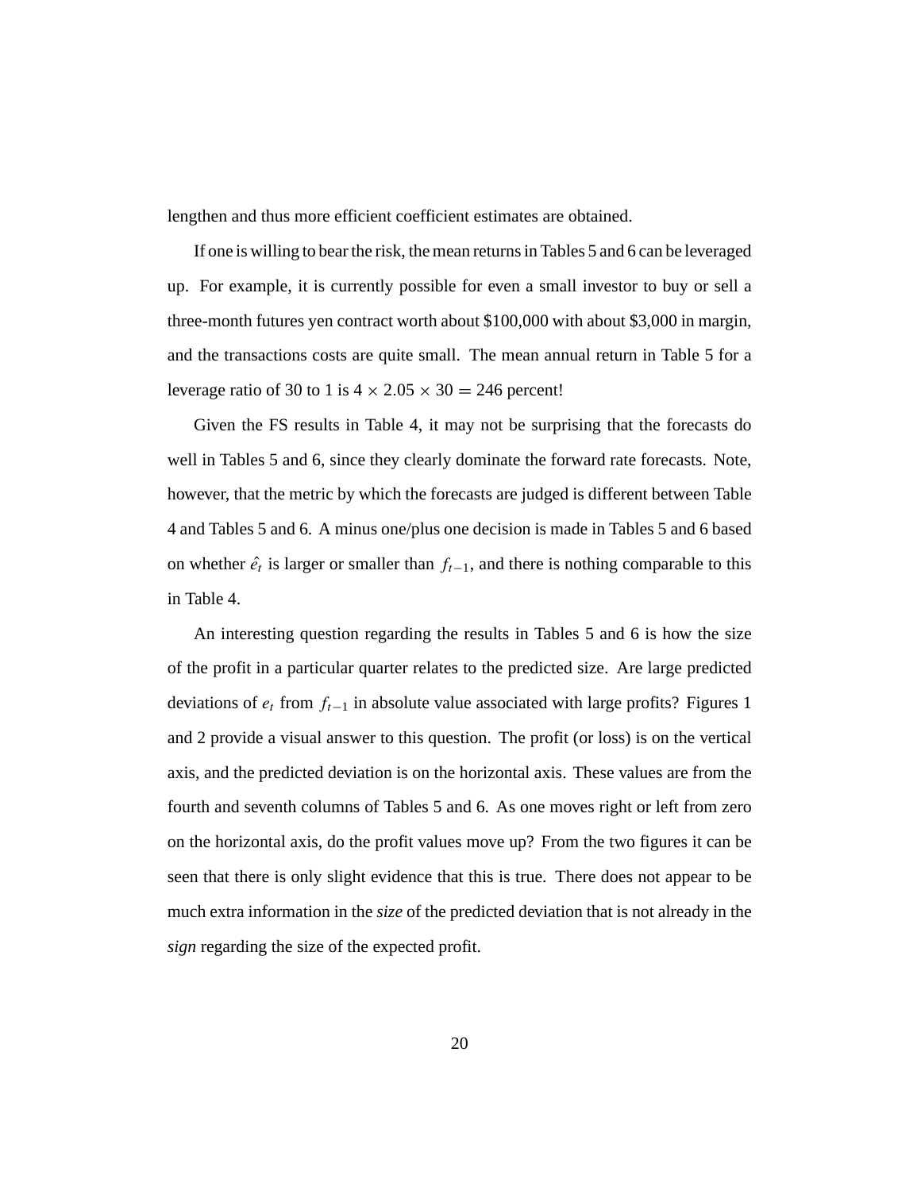lengthen and thus more efficient coefficient estimates are obtained.

If one is willing to bear the risk, the mean returns in Tables 5 and 6 can be leveraged up. For example, it is currently possible for even a small investor to buy or sell a three-month futures yen contract worth about $100,000 with about $3,000 in margin, and the transactions costs are quite small. The mean annual return in Table 5 for a leverage ratio of 30 to 1 is $4 \times 2.05 \times 30 = 246$ percent!

Given the FS results in Table 4, it may not be surprising that the forecasts do well in Tables 5 and 6, since they clearly dominate the forward rate forecasts. Note, however, that the metric by which the forecasts are judged is different between Table 4 and Tables 5 and 6. A minus one/plus one decision is made in Tables 5 and 6 based on whether $\hat{e}_t$ is larger or smaller than $f_{t-1}$, and there is nothing comparable to this in Table 4.

An interesting question regarding the results in Tables 5 and 6 is how the size of the profit in a particular quarter relates to the predicted size. Are large predicted deviations of $e_t$ from $f_{t-1}$ in absolute value associated with large profits? Figures 1 and 2 provide a visual answer to this question. The profit (or loss) is on the vertical axis, and the predicted deviation is on the horizontal axis. These values are from the fourth and seventh columns of Tables 5 and 6. As one moves right or left from zero on the horizontal axis, do the profit values move up? From the two figures it can be seen that there is only slight evidence that this is true. There does not appear to be much extra information in the *size* of the predicted deviation that is not already in the *sign* regarding the size of the expected profit.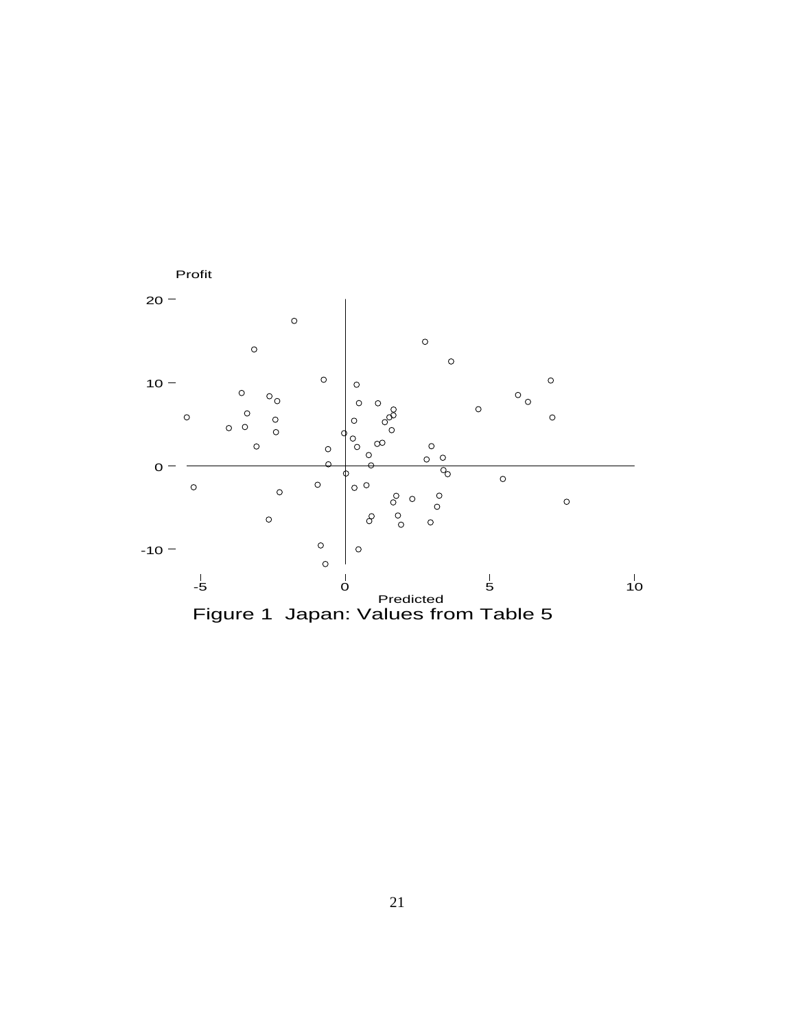Figure 1 Japan: Values from Table 5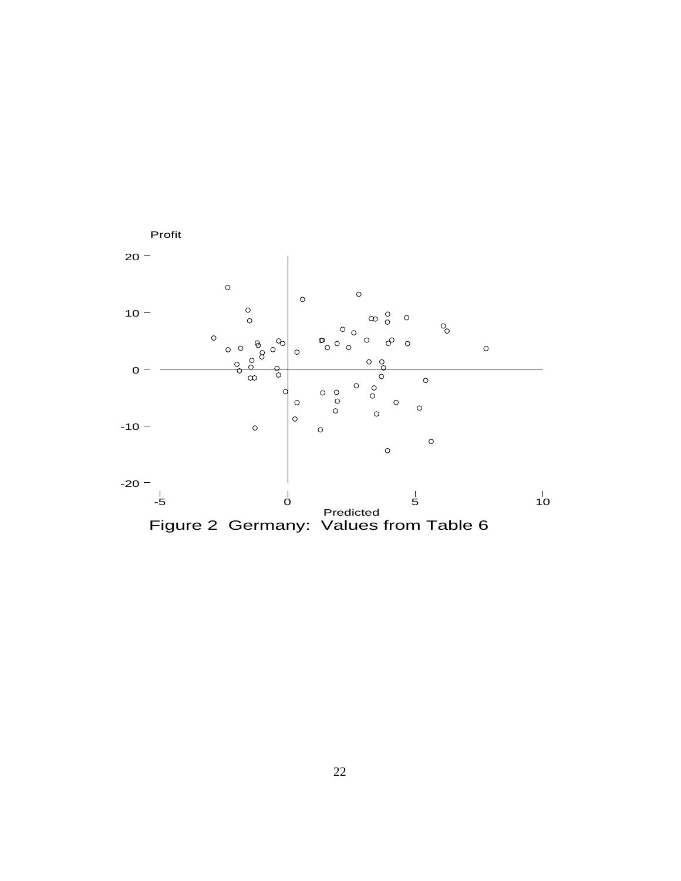Figure 2 Germany: Values from Table 6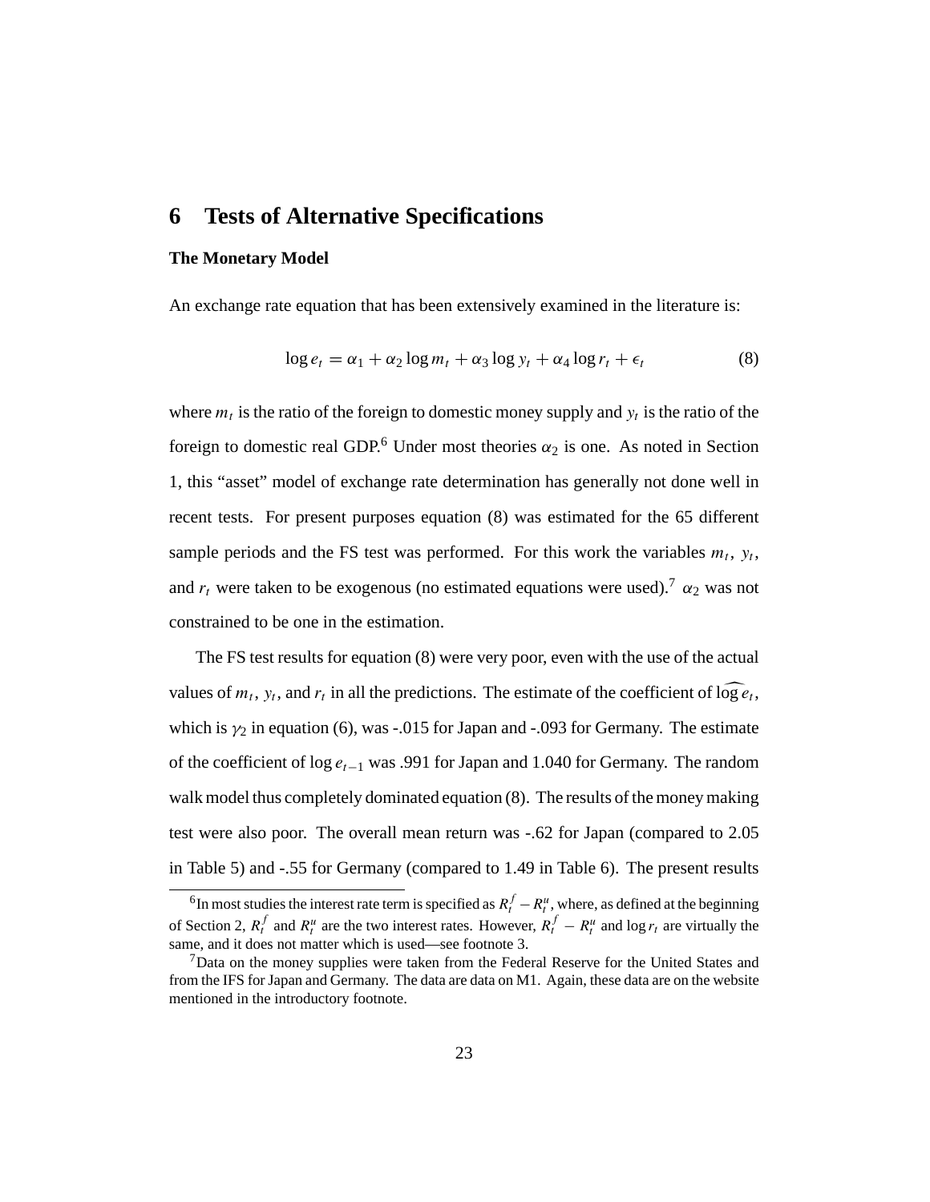# 6 Tests of Alternative Specifications

### The Monetary Model

An exchange rate equation that has been extensively examined in the literature is:

$$\log e_t = \alpha_1 + \alpha_2 \log m_t + \alpha_3 \log y_t + \alpha_4 \log r_t + \epsilon_t \tag{8}$$

where $m_t$ is the ratio of the foreign to domestic money supply and $y_t$ is the ratio of the foreign to domestic real GDP.[6] Under most theories $\alpha_2$ is one. As noted in Section 1, this "asset" model of exchange rate determination has generally not done well in recent tests. For present purposes equation (8) was estimated for the 65 different sample periods and the FS test was performed. For this work the variables $m_t$, $y_t$, and $r_t$ were taken to be exogenous (no estimated equations were used).[7] $\alpha_2$ was not constrained to be one in the estimation.

The FS test results for equation (8) were very poor, even with the use of the actual values of $m_t$, $y_t$, and $r_t$ in all the predictions. The estimate of the coefficient of $\widehat{\log e_t}$, which is $\gamma_2$ in equation (6), was -.015 for Japan and -.093 for Germany. The estimate of the coefficient of $\log e_{t-1}$ was .991 for Japan and 1.040 for Germany. The random walk model thus completely dominated equation (8). The results of the money making test were also poor. The overall mean return was -.62 for Japan (compared to 2.05 in Table 5) and -.55 for Germany (compared to 1.49 in Table 6). The present results

[6] In most studies the interest rate term is specified as $R_t^f - R_t^u$, where, as defined at the beginning of Section 2, $R_t^f$ and $R_t^u$ are the two interest rates. However, $R_t^f - R_t^u$ and $\log r_t$ are virtually the same, and it does not matter which is used—see footnote 3.

[7] Data on the money supplies were taken from the Federal Reserve for the United States and from the IFS for Japan and Germany. The data are data on M1. Again, these data are on the website mentioned in the introductory footnote.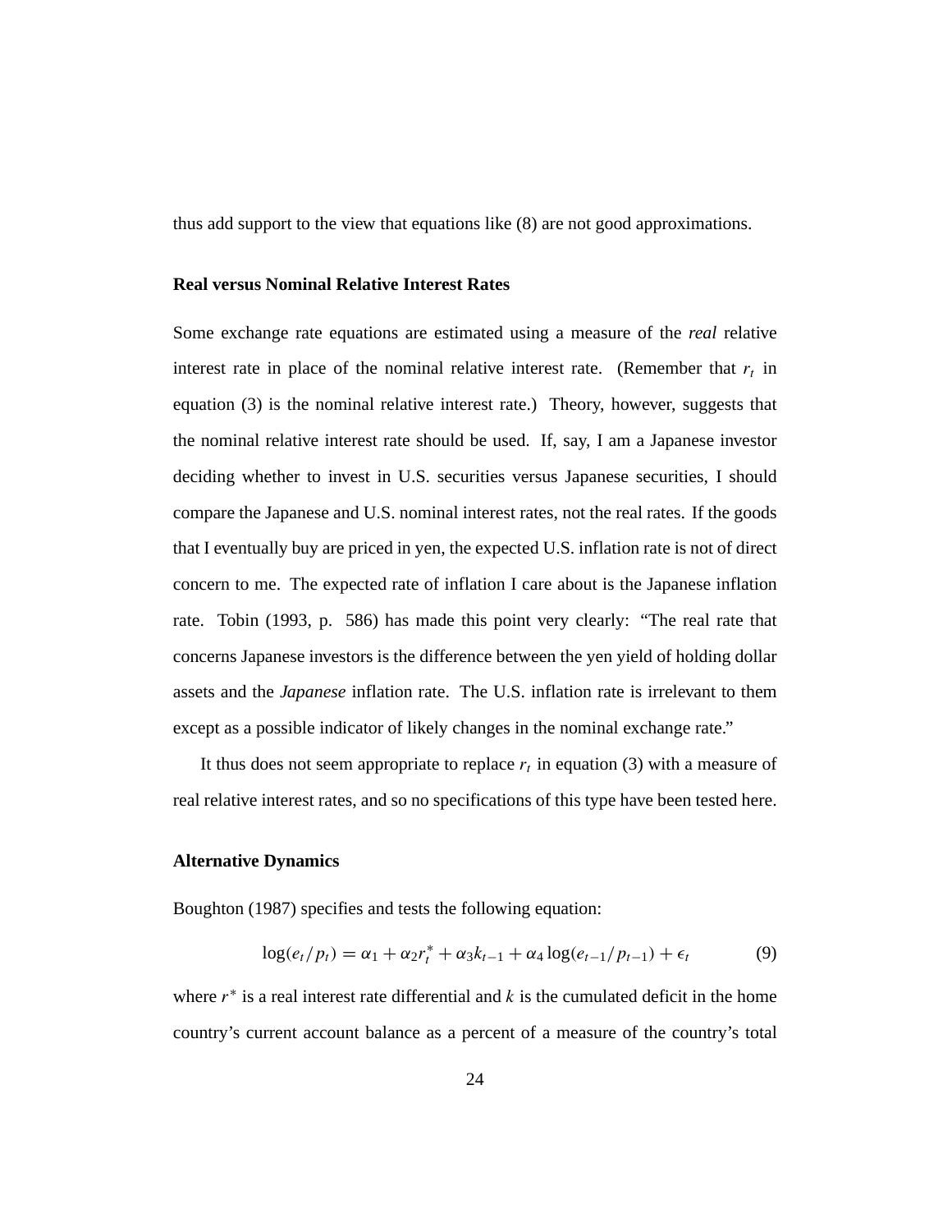thus add support to the view that equations like (8) are not good approximations.

### Real versus Nominal Relative Interest Rates

Some exchange rate equations are estimated using a measure of the *real* relative interest rate in place of the nominal relative interest rate. (Remember that $r_t$ in equation (3) is the nominal relative interest rate.) Theory, however, suggests that the nominal relative interest rate should be used. If, say, I am a Japanese investor deciding whether to invest in U.S. securities versus Japanese securities, I should compare the Japanese and U.S. nominal interest rates, not the real rates. If the goods that I eventually buy are priced in yen, the expected U.S. inflation rate is not of direct concern to me. The expected rate of inflation I care about is the Japanese inflation rate. Tobin (1993, p. 586) has made this point very clearly: "The real rate that concerns Japanese investors is the difference between the yen yield of holding dollar assets and the *Japanese* inflation rate. The U.S. inflation rate is irrelevant to them except as a possible indicator of likely changes in the nominal exchange rate."

It thus does not seem appropriate to replace $r_t$ in equation (3) with a measure of real relative interest rates, and so no specifications of this type have been tested here.

### Alternative Dynamics

Boughton (1987) specifies and tests the following equation:

$$\log(e_t/p_t) = \alpha_1 + \alpha_2 r_t^* + \alpha_3 k_{t-1} + \alpha_4 \log(e_{t-1}/p_{t-1}) + \epsilon_t \tag{9}$$

where $r^*$ is a real interest rate differential and $k$ is the cumulated deficit in the home country's current account balance as a percent of a measure of the country's total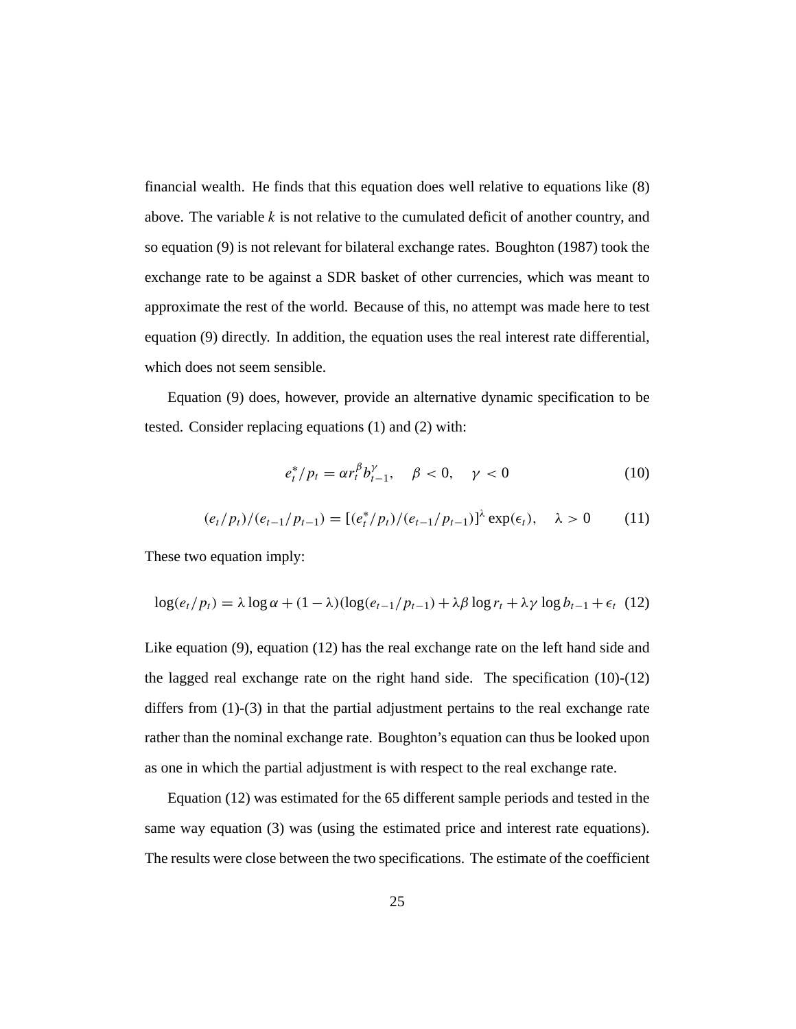financial wealth. He finds that this equation does well relative to equations like (8) above. The variable $k$ is not relative to the cumulated deficit of another country, and so equation (9) is not relevant for bilateral exchange rates. Boughton (1987) took the exchange rate to be against a SDR basket of other currencies, which was meant to approximate the rest of the world. Because of this, no attempt was made here to test equation (9) directly. In addition, the equation uses the real interest rate differential, which does not seem sensible.

Equation (9) does, however, provide an alternative dynamic specification to be tested. Consider replacing equations (1) and (2) with:

$$e_t^*/p_t = \alpha r_t^{\beta} b_{t-1}^{\gamma}, \quad \beta < 0, \quad \gamma < 0 \tag{10}$$

$$(e_t/p_t)/(e_{t-1}/p_{t-1}) = [(e_t^*/p_t)/(e_{t-1}/p_{t-1})]^{\lambda} \exp(\epsilon_t), \quad \lambda > 0 \tag{11}$$

These two equation imply:

$$\log(e_t/p_t) = \lambda \log \alpha + (1-\lambda)(\log(e_{t-1}/p_{t-1}) + \lambda\beta \log r_t + \lambda\gamma \log b_{t-1} + \epsilon_t \tag{12}$$

Like equation (9), equation (12) has the real exchange rate on the left hand side and the lagged real exchange rate on the right hand side. The specification (10)-(12) differs from (1)-(3) in that the partial adjustment pertains to the real exchange rate rather than the nominal exchange rate. Boughton's equation can thus be looked upon as one in which the partial adjustment is with respect to the real exchange rate.

Equation (12) was estimated for the 65 different sample periods and tested in the same way equation (3) was (using the estimated price and interest rate equations). The results were close between the two specifications. The estimate of the coefficient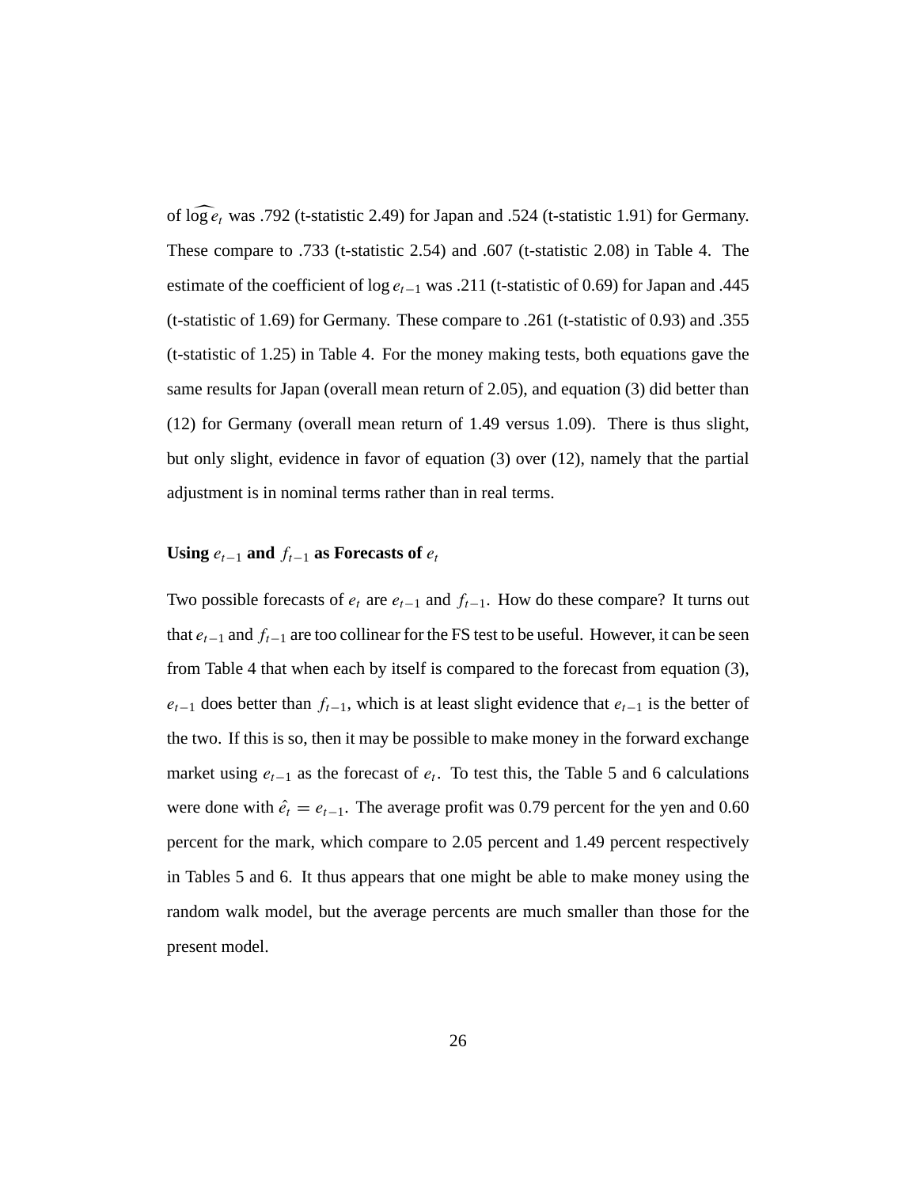of $\widehat{\log e_t}$ was .792 (t-statistic 2.49) for Japan and .524 (t-statistic 1.91) for Germany. These compare to .733 (t-statistic 2.54) and .607 (t-statistic 2.08) in Table 4. The estimate of the coefficient of $\log e_{t-1}$ was .211 (t-statistic of 0.69) for Japan and .445 (t-statistic of 1.69) for Germany. These compare to .261 (t-statistic of 0.93) and .355 (t-statistic of 1.25) in Table 4. For the money making tests, both equations gave the same results for Japan (overall mean return of 2.05), and equation (3) did better than (12) for Germany (overall mean return of 1.49 versus 1.09). There is thus slight, but only slight, evidence in favor of equation (3) over (12), namely that the partial adjustment is in nominal terms rather than in real terms.

### Using $e_{t-1}$ and $f_{t-1}$ as Forecasts of $e_t$

Two possible forecasts of $e_t$ are $e_{t-1}$ and $f_{t-1}$. How do these compare? It turns out that $e_{t-1}$ and $f_{t-1}$ are too collinear for the FS test to be useful. However, it can be seen from Table 4 that when each by itself is compared to the forecast from equation (3), $e_{t-1}$ does better than $f_{t-1}$, which is at least slight evidence that $e_{t-1}$ is the better of the two. If this is so, then it may be possible to make money in the forward exchange market using $e_{t-1}$ as the forecast of $e_t$. To test this, the Table 5 and 6 calculations were done with $\hat{e}_t = e_{t-1}$. The average profit was 0.79 percent for the yen and 0.60 percent for the mark, which compare to 2.05 percent and 1.49 percent respectively in Tables 5 and 6. It thus appears that one might be able to make money using the random walk model, but the average percents are much smaller than those for the present model.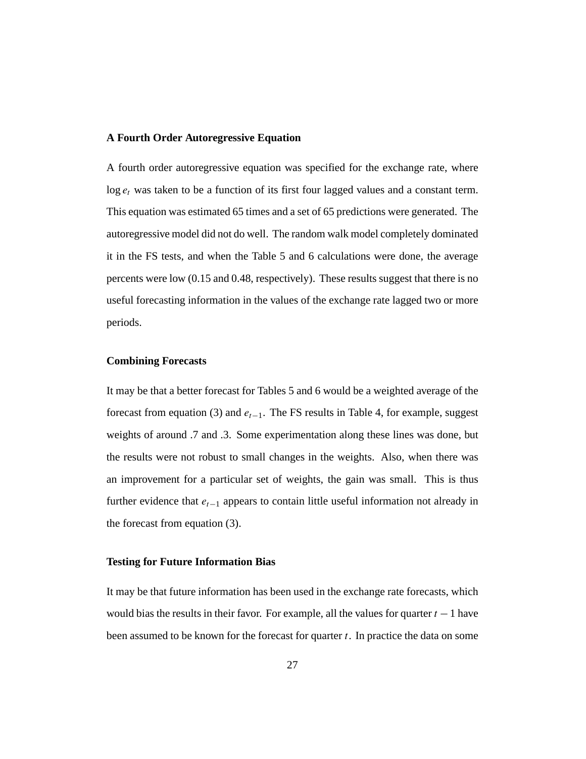### A Fourth Order Autoregressive Equation

A fourth order autoregressive equation was specified for the exchange rate, where $\log e_t$ was taken to be a function of its first four lagged values and a constant term. This equation was estimated 65 times and a set of 65 predictions were generated. The autoregressive model did not do well. The random walk model completely dominated it in the FS tests, and when the Table 5 and 6 calculations were done, the average percents were low (0.15 and 0.48, respectively). These results suggest that there is no useful forecasting information in the values of the exchange rate lagged two or more periods.

### Combining Forecasts

It may be that a better forecast for Tables 5 and 6 would be a weighted average of the forecast from equation (3) and $e_{t-1}$. The FS results in Table 4, for example, suggest weights of around .7 and .3. Some experimentation along these lines was done, but the results were not robust to small changes in the weights. Also, when there was an improvement for a particular set of weights, the gain was small. This is thus further evidence that $e_{t-1}$ appears to contain little useful information not already in the forecast from equation (3).

### Testing for Future Information Bias

It may be that future information has been used in the exchange rate forecasts, which would bias the results in their favor. For example, all the values for quarter $t-1$ have been assumed to be known for the forecast for quarter $t$. In practice the data on some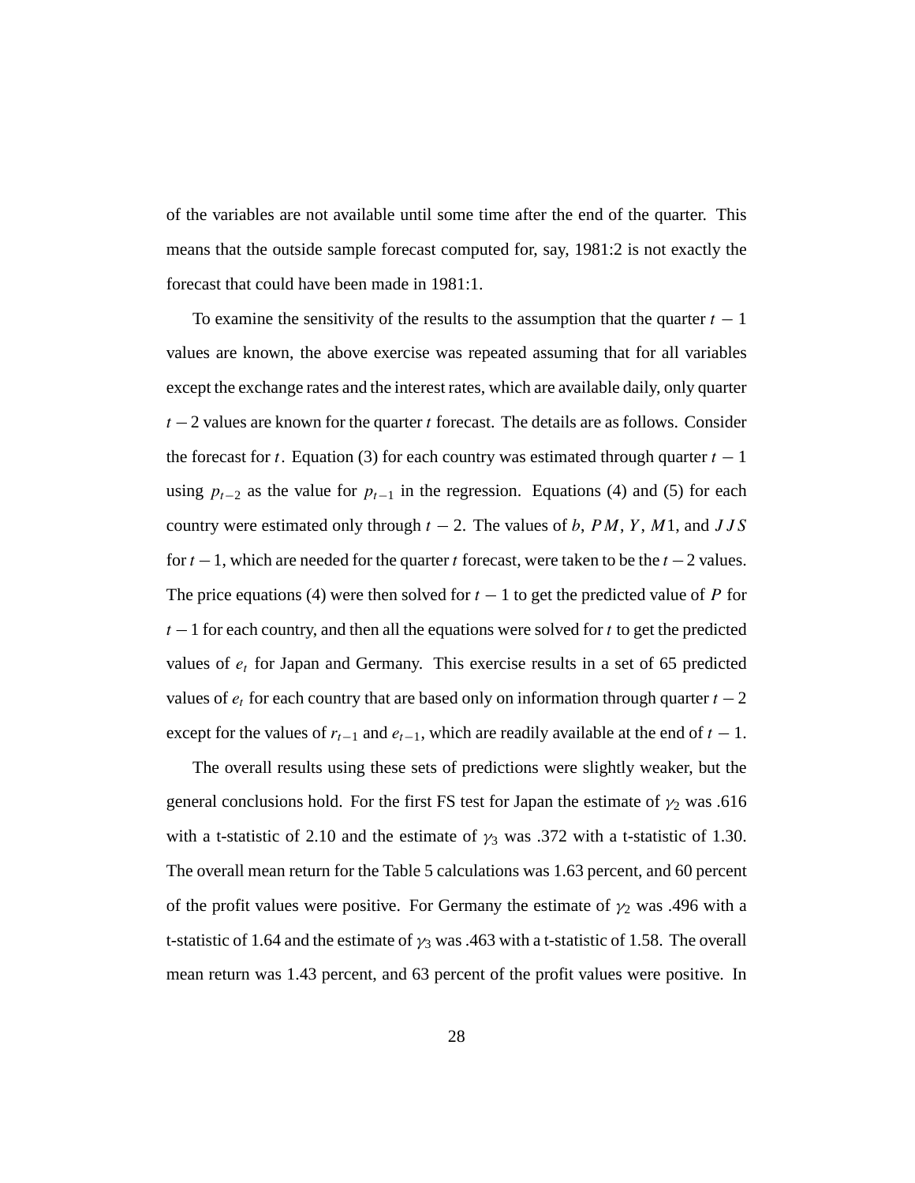of the variables are not available until some time after the end of the quarter. This means that the outside sample forecast computed for, say, 1981:2 is not exactly the forecast that could have been made in 1981:1.

To examine the sensitivity of the results to the assumption that the quarter $t-1$ values are known, the above exercise was repeated assuming that for all variables except the exchange rates and the interest rates, which are available daily, only quarter $t-2$ values are known for the quarter $t$ forecast. The details are as follows. Consider the forecast for $t$. Equation (3) for each country was estimated through quarter $t-1$ using $p_{t-2}$ as the value for $p_{t-1}$ in the regression. Equations (4) and (5) for each country were estimated only through $t-2$. The values of $b$, $PM$, $Y$, $M1$, and $JJS$ for $t-1$, which are needed for the quarter $t$ forecast, were taken to be the $t-2$ values. The price equations (4) were then solved for $t-1$ to get the predicted value of $P$ for $t-1$ for each country, and then all the equations were solved for $t$ to get the predicted values of $e_t$ for Japan and Germany. This exercise results in a set of 65 predicted values of $e_t$ for each country that are based only on information through quarter $t-2$ except for the values of $r_{t-1}$ and $e_{t-1}$, which are readily available at the end of $t-1$.

The overall results using these sets of predictions were slightly weaker, but the general conclusions hold. For the first FS test for Japan the estimate of $\gamma_2$ was .616 with a t-statistic of 2.10 and the estimate of $\gamma_3$ was .372 with a t-statistic of 1.30. The overall mean return for the Table 5 calculations was 1.63 percent, and 60 percent of the profit values were positive. For Germany the estimate of $\gamma_2$ was .496 with a t-statistic of 1.64 and the estimate of $\gamma_3$ was .463 with a t-statistic of 1.58. The overall mean return was 1.43 percent, and 63 percent of the profit values were positive. In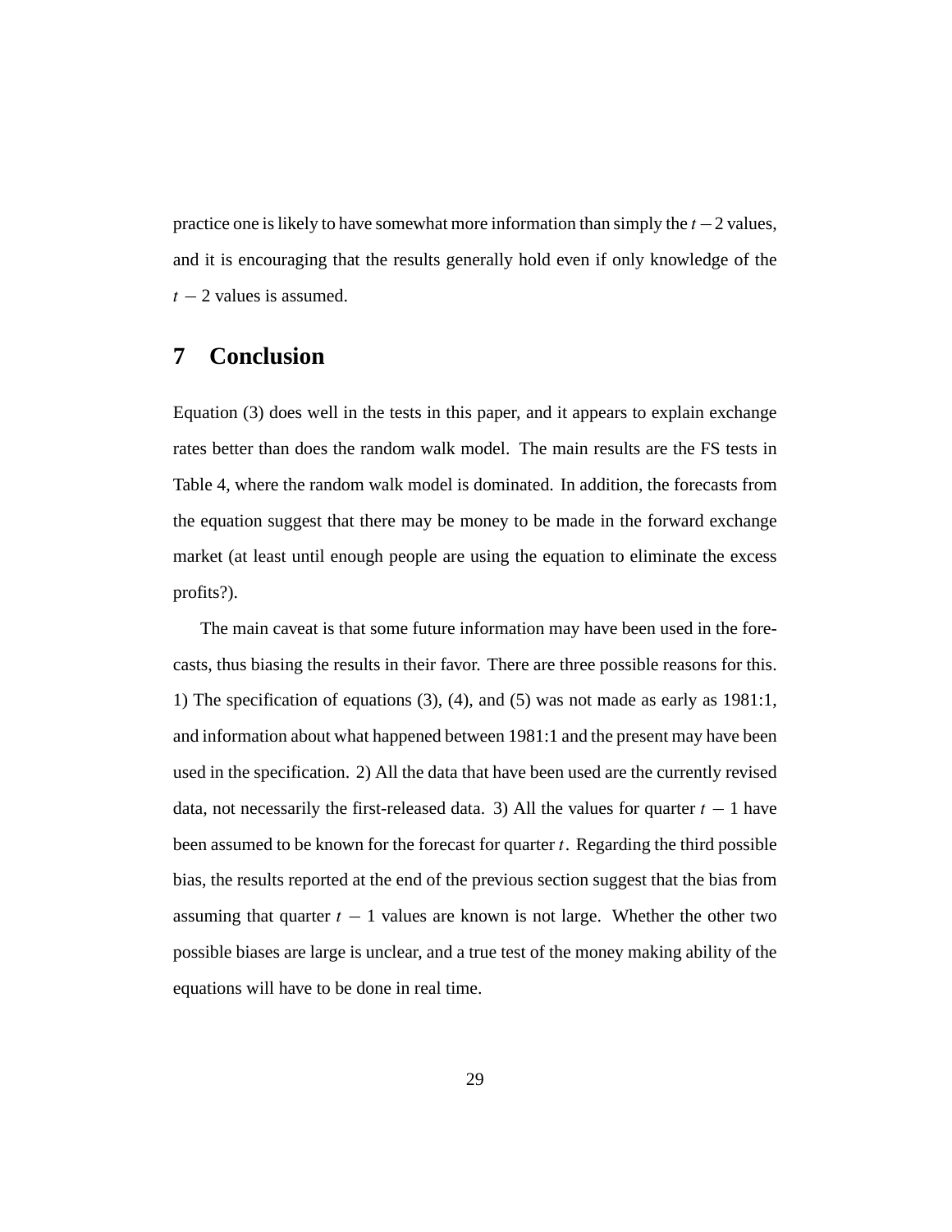practice one is likely to have somewhat more information than simply the $t-2$ values, and it is encouraging that the results generally hold even if only knowledge of the $t-2$ values is assumed.

## 7 Conclusion

Equation (3) does well in the tests in this paper, and it appears to explain exchange rates better than does the random walk model. The main results are the FS tests in Table 4, where the random walk model is dominated. In addition, the forecasts from the equation suggest that there may be money to be made in the forward exchange market (at least until enough people are using the equation to eliminate the excess profits?).

The main caveat is that some future information may have been used in the forecasts, thus biasing the results in their favor. There are three possible reasons for this. 1) The specification of equations (3), (4), and (5) was not made as early as 1981:1, and information about what happened between 1981:1 and the present may have been used in the specification. 2) All the data that have been used are the currently revised data, not necessarily the first-released data. 3) All the values for quarter $t-1$ have been assumed to be known for the forecast for quarter $t$. Regarding the third possible bias, the results reported at the end of the previous section suggest that the bias from assuming that quarter $t-1$ values are known is not large. Whether the other two possible biases are large is unclear, and a true test of the money making ability of the equations will have to be done in real time.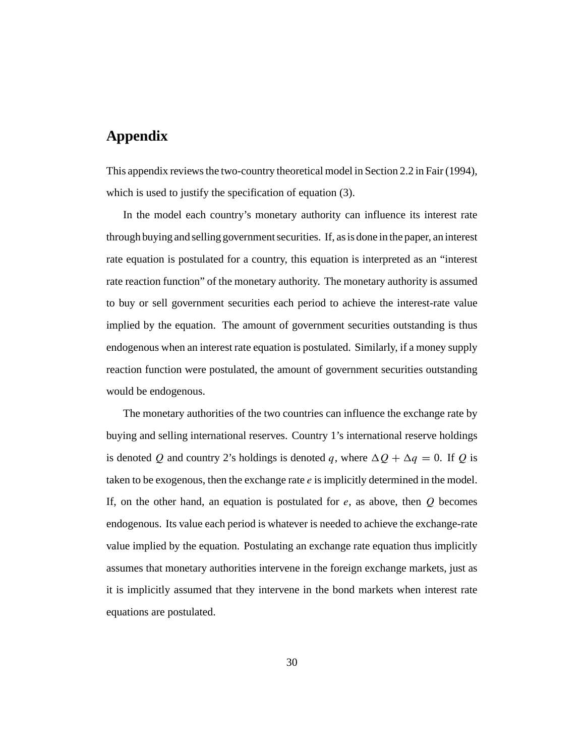# Appendix

This appendix reviews the two-country theoretical model in Section 2.2 in Fair (1994), which is used to justify the specification of equation (3).

In the model each country's monetary authority can influence its interest rate through buying and selling government securities. If, as is done in the paper, an interest rate equation is postulated for a country, this equation is interpreted as an "interest rate reaction function" of the monetary authority. The monetary authority is assumed to buy or sell government securities each period to achieve the interest-rate value implied by the equation. The amount of government securities outstanding is thus endogenous when an interest rate equation is postulated. Similarly, if a money supply reaction function were postulated, the amount of government securities outstanding would be endogenous.

The monetary authorities of the two countries can influence the exchange rate by buying and selling international reserves. Country 1's international reserve holdings is denoted $Q$ and country 2's holdings is denoted $q$, where $\Delta Q + \Delta q = 0$. If $Q$ is taken to be exogenous, then the exchange rate $e$ is implicitly determined in the model. If, on the other hand, an equation is postulated for $e$, as above, then $Q$ becomes endogenous. Its value each period is whatever is needed to achieve the exchange-rate value implied by the equation. Postulating an exchange rate equation thus implicitly assumes that monetary authorities intervene in the foreign exchange markets, just as it is implicitly assumed that they intervene in the bond markets when interest rate equations are postulated.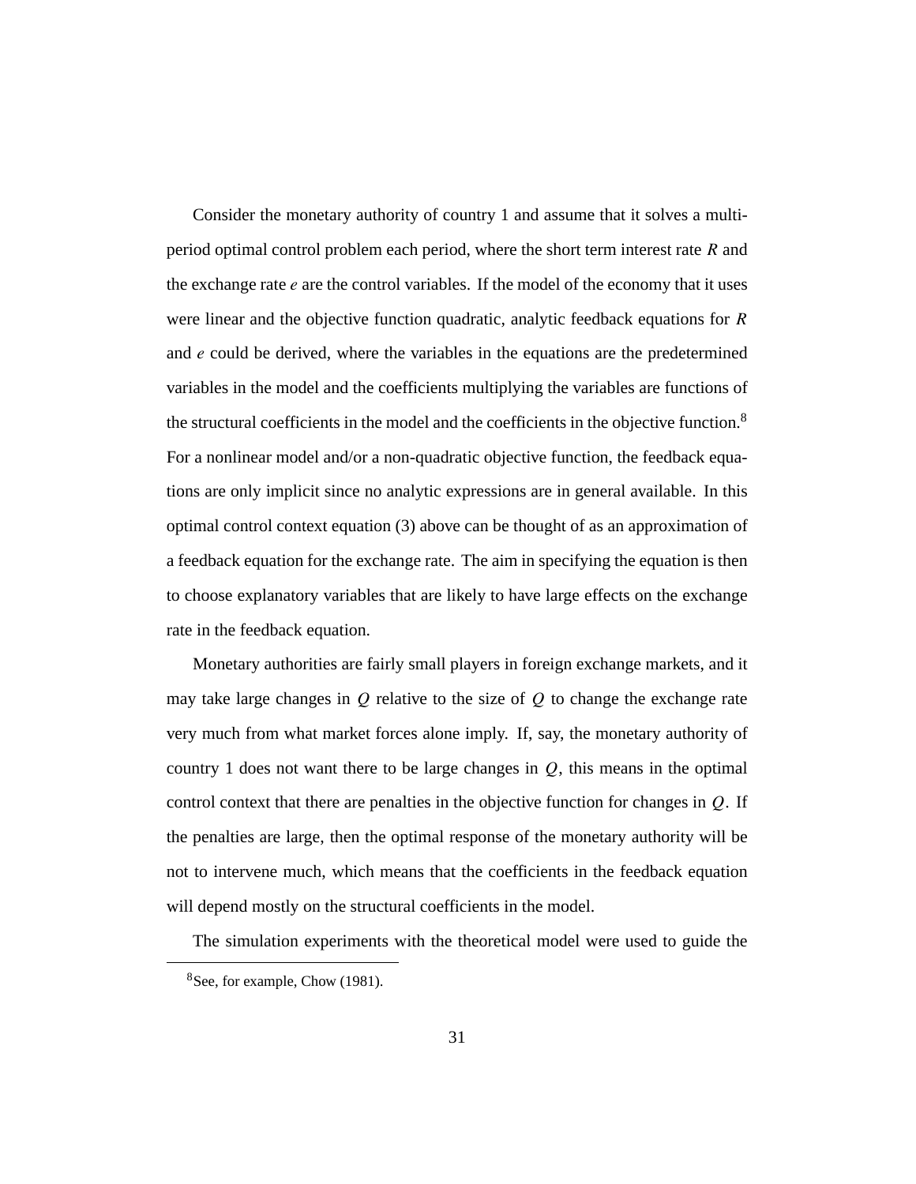Consider the monetary authority of country 1 and assume that it solves a multi-period optimal control problem each period, where the short term interest rate $R$ and the exchange rate $e$ are the control variables. If the model of the economy that it uses were linear and the objective function quadratic, analytic feedback equations for $R$ and $e$ could be derived, where the variables in the equations are the predetermined variables in the model and the coefficients multiplying the variables are functions of the structural coefficients in the model and the coefficients in the objective function.[8] For a nonlinear model and/or a non-quadratic objective function, the feedback equations are only implicit since no analytic expressions are in general available. In this optimal control context equation (3) above can be thought of as an approximation of a feedback equation for the exchange rate. The aim in specifying the equation is then to choose explanatory variables that are likely to have large effects on the exchange rate in the feedback equation.

Monetary authorities are fairly small players in foreign exchange markets, and it may take large changes in $Q$ relative to the size of $Q$ to change the exchange rate very much from what market forces alone imply. If, say, the monetary authority of country 1 does not want there to be large changes in $Q$, this means in the optimal control context that there are penalties in the objective function for changes in $Q$. If the penalties are large, then the optimal response of the monetary authority will be not to intervene much, which means that the coefficients in the feedback equation will depend mostly on the structural coefficients in the model.

The simulation experiments with the theoretical model were used to guide the

[8] See, for example, Chow (1981).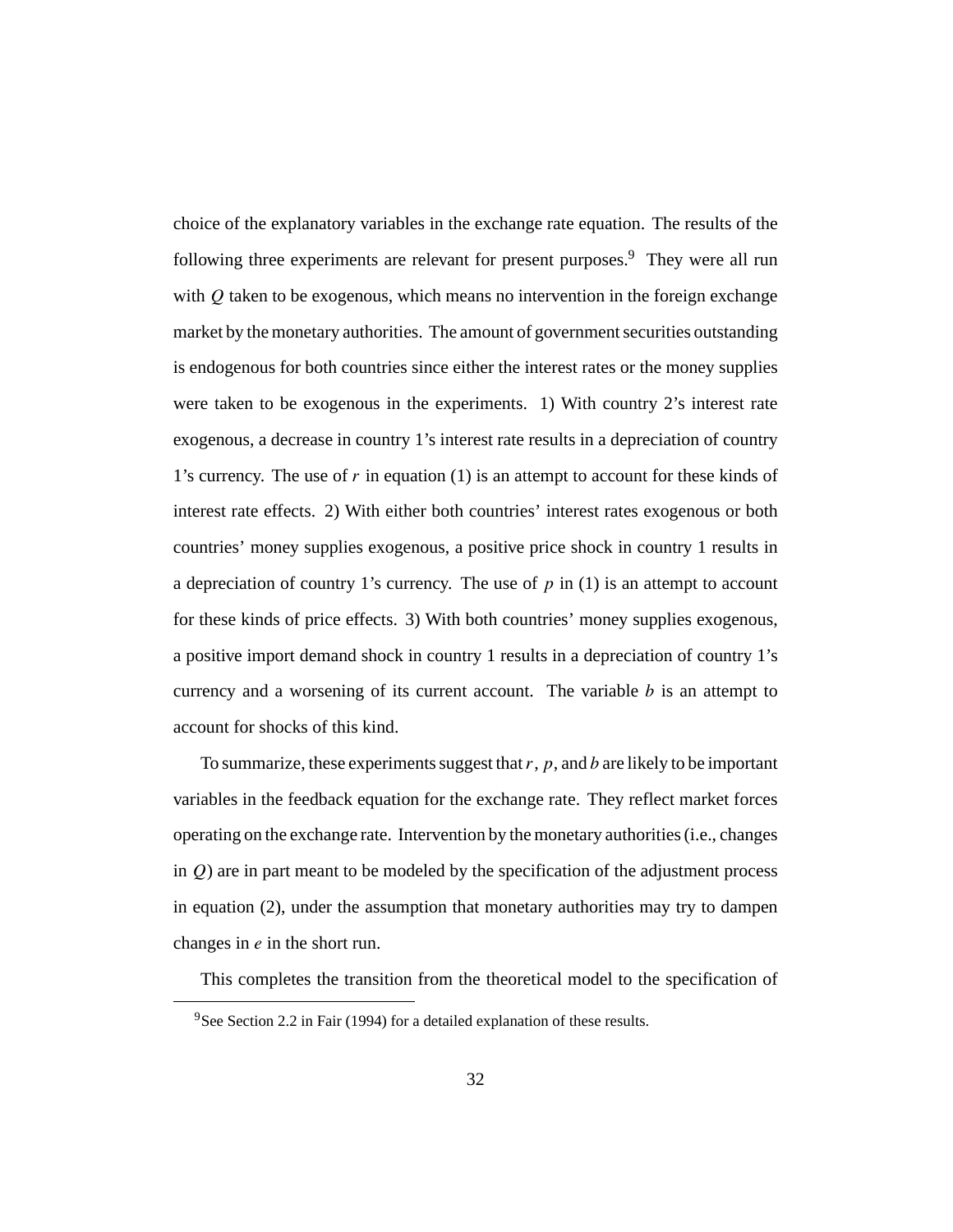choice of the explanatory variables in the exchange rate equation. The results of the following three experiments are relevant for present purposes.[9] They were all run with $Q$ taken to be exogenous, which means no intervention in the foreign exchange market by the monetary authorities. The amount of government securities outstanding is endogenous for both countries since either the interest rates or the money supplies were taken to be exogenous in the experiments. 1) With country 2's interest rate exogenous, a decrease in country 1's interest rate results in a depreciation of country 1's currency. The use of $r$ in equation (1) is an attempt to account for these kinds of interest rate effects. 2) With either both countries' interest rates exogenous or both countries' money supplies exogenous, a positive price shock in country 1 results in a depreciation of country 1's currency. The use of $p$ in (1) is an attempt to account for these kinds of price effects. 3) With both countries' money supplies exogenous, a positive import demand shock in country 1 results in a depreciation of country 1's currency and a worsening of its current account. The variable $b$ is an attempt to account for shocks of this kind.

To summarize, these experiments suggest that $r$, $p$, and $b$ are likely to be important variables in the feedback equation for the exchange rate. They reflect market forces operating on the exchange rate. Intervention by the monetary authorities (i.e., changes in $Q$) are in part meant to be modeled by the specification of the adjustment process in equation (2), under the assumption that monetary authorities may try to dampen changes in $e$ in the short run.

This completes the transition from the theoretical model to the specification of

[9] See Section 2.2 in Fair (1994) for a detailed explanation of these results.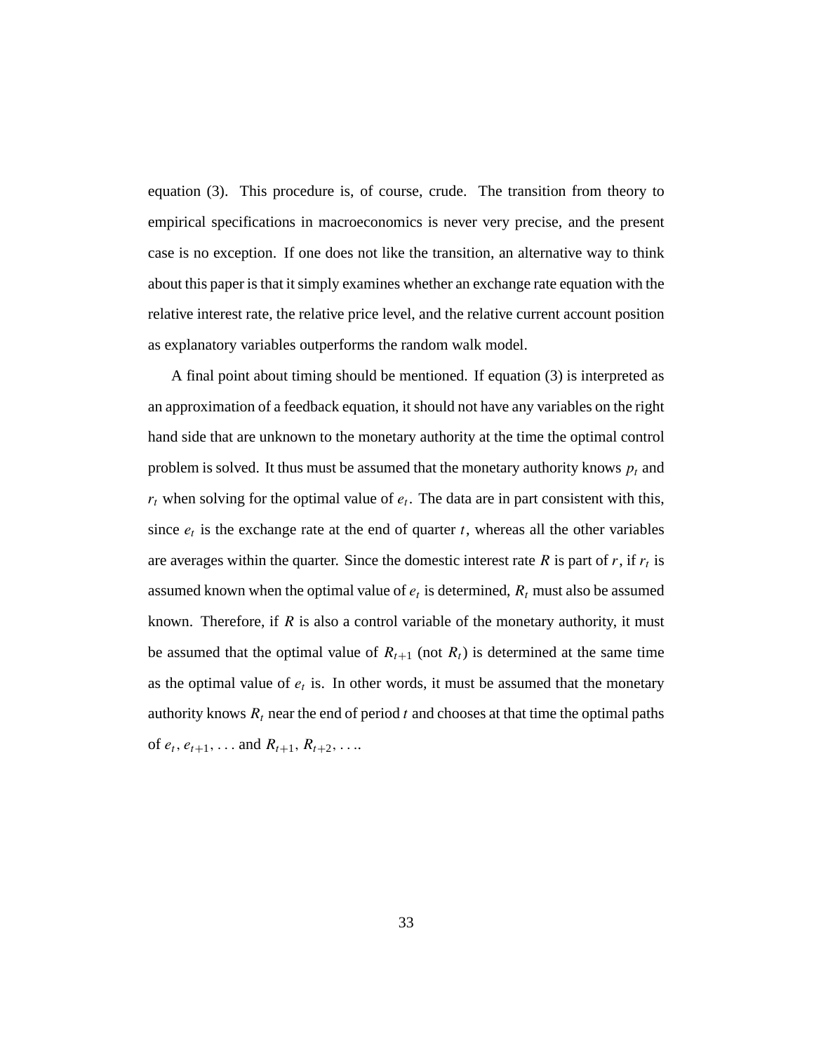equation (3). This procedure is, of course, crude. The transition from theory to empirical specifications in macroeconomics is never very precise, and the present case is no exception. If one does not like the transition, an alternative way to think about this paper is that it simply examines whether an exchange rate equation with the relative interest rate, the relative price level, and the relative current account position as explanatory variables outperforms the random walk model.

A final point about timing should be mentioned. If equation (3) is interpreted as an approximation of a feedback equation, it should not have any variables on the right hand side that are unknown to the monetary authority at the time the optimal control problem is solved. It thus must be assumed that the monetary authority knows $p_t$ and $r_t$ when solving for the optimal value of $e_t$. The data are in part consistent with this, since $e_t$ is the exchange rate at the end of quarter $t$, whereas all the other variables are averages within the quarter. Since the domestic interest rate $R$ is part of $r$, if $r_t$ is assumed known when the optimal value of $e_t$ is determined, $R_t$ must also be assumed known. Therefore, if $R$ is also a control variable of the monetary authority, it must be assumed that the optimal value of $R_{t+1}$ (not $R_t$) is determined at the same time as the optimal value of $e_t$ is. In other words, it must be assumed that the monetary authority knows $R_t$ near the end of period $t$ and chooses at that time the optimal paths of $e_t, e_{t+1}, \ldots$ and $R_{t+1}, R_{t+2}, \ldots$.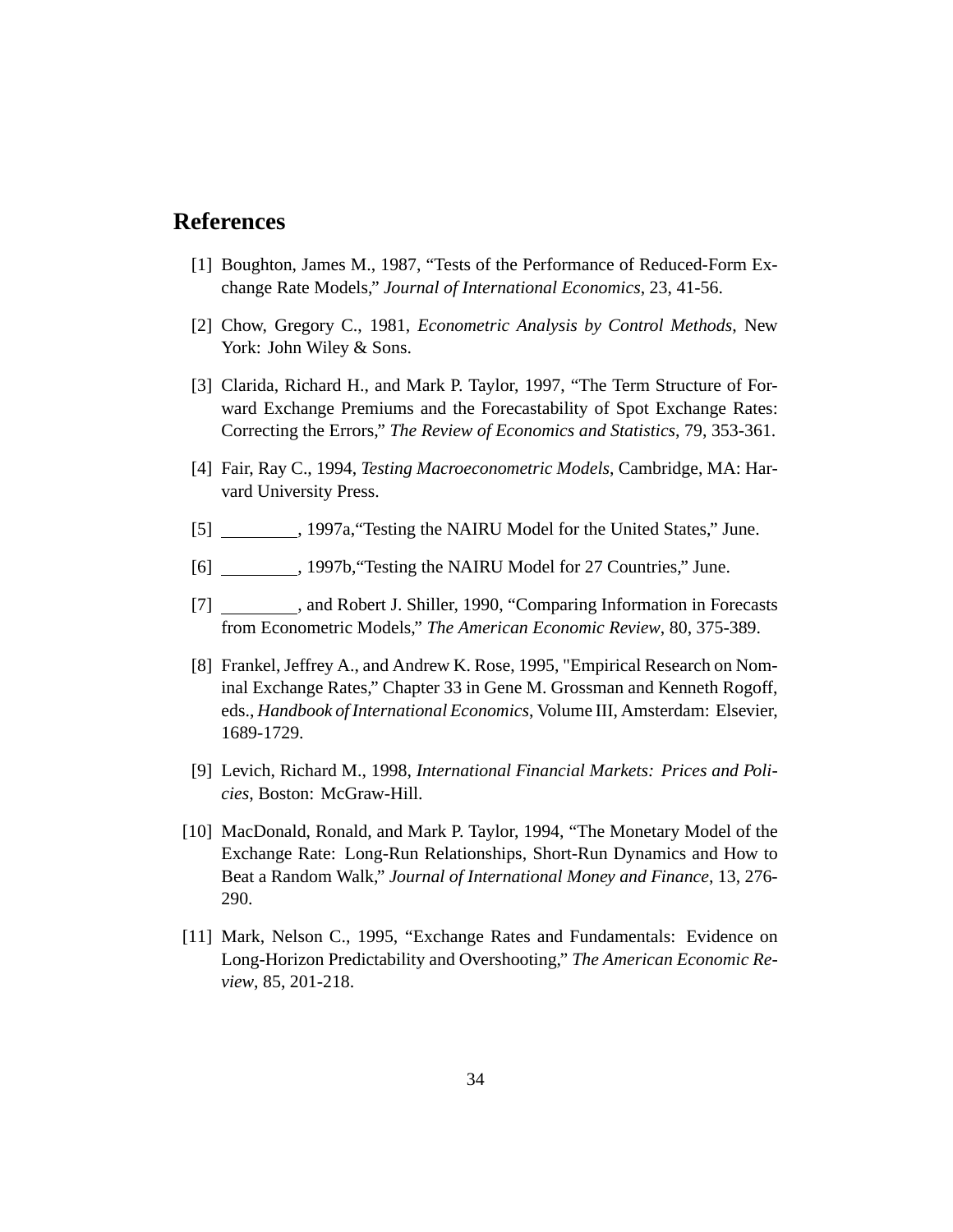## References

[1] Boughton, James M., 1987, "Tests of the Performance of Reduced-Form Exchange Rate Models," *Journal of International Economics*, 23, 41-56.

[2] Chow, Gregory C., 1981, *Econometric Analysis by Control Methods*, New York: John Wiley & Sons.

[3] Clarida, Richard H., and Mark P. Taylor, 1997, "The Term Structure of Forward Exchange Premiums and the Forecastability of Spot Exchange Rates: Correcting the Errors," *The Review of Economics and Statistics*, 79, 353-361.

[4] Fair, Ray C., 1994, *Testing Macroeconometric Models*, Cambridge, MA: Harvard University Press.

[5] ________, 1997a,"Testing the NAIRU Model for the United States," June.

[6] ________, 1997b,"Testing the NAIRU Model for 27 Countries," June.

[7] ________, and Robert J. Shiller, 1990, "Comparing Information in Forecasts from Econometric Models," *The American Economic Review*, 80, 375-389.

[8] Frankel, Jeffrey A., and Andrew K. Rose, 1995, "Empirical Research on Nominal Exchange Rates," Chapter 33 in Gene M. Grossman and Kenneth Rogoff, eds., *Handbook of International Economics*, Volume III, Amsterdam: Elsevier, 1689-1729.

[9] Levich, Richard M., 1998, *International Financial Markets: Prices and Policies*, Boston: McGraw-Hill.

[10] MacDonald, Ronald, and Mark P. Taylor, 1994, "The Monetary Model of the Exchange Rate: Long-Run Relationships, Short-Run Dynamics and How to Beat a Random Walk," *Journal of International Money and Finance*, 13, 276-290.

[11] Mark, Nelson C., 1995, "Exchange Rates and Fundamentals: Evidence on Long-Horizon Predictability and Overshooting," *The American Economic Review*, 85, 201-218.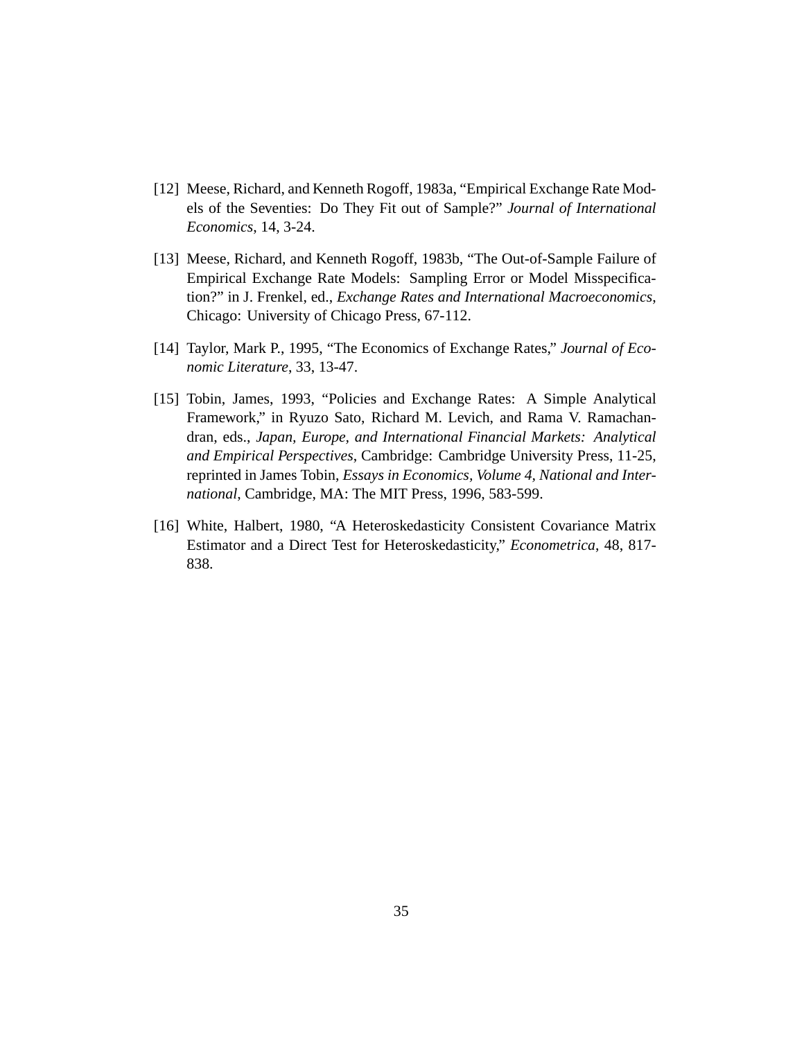[12] Meese, Richard, and Kenneth Rogoff, 1983a, "Empirical Exchange Rate Models of the Seventies: Do They Fit out of Sample?" *Journal of International Economics*, 14, 3-24.

[13] Meese, Richard, and Kenneth Rogoff, 1983b, "The Out-of-Sample Failure of Empirical Exchange Rate Models: Sampling Error or Model Misspecification?" in J. Frenkel, ed., *Exchange Rates and International Macroeconomics*, Chicago: University of Chicago Press, 67-112.

[14] Taylor, Mark P., 1995, "The Economics of Exchange Rates," *Journal of Economic Literature*, 33, 13-47.

[15] Tobin, James, 1993, "Policies and Exchange Rates: A Simple Analytical Framework," in Ryuzo Sato, Richard M. Levich, and Rama V. Ramachandran, eds., *Japan, Europe, and International Financial Markets: Analytical and Empirical Perspectives*, Cambridge: Cambridge University Press, 11-25, reprinted in James Tobin, *Essays in Economics, Volume 4, National and International*, Cambridge, MA: The MIT Press, 1996, 583-599.

[16] White, Halbert, 1980, "A Heteroskedasticity Consistent Covariance Matrix Estimator and a Direct Test for Heteroskedasticity," *Econometrica*, 48, 817-838.